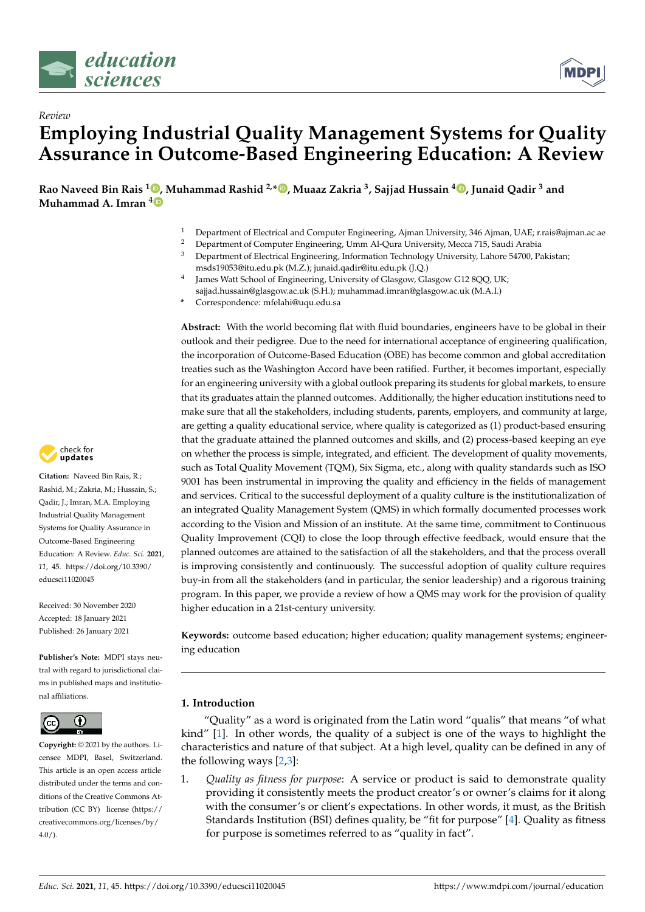*Review*

# Employing Industrial Quality Management Systems for Quality Assurance in Outcome-Based Engineering Education: A Review

**Rao Naveed Bin Rais [1], Muhammad Rashid [2,*], Muaaz Zakria [3], Sajjad Hussain [4], Junaid Qadir [3] and Muhammad A. Imran [4]**

[1] Department of Electrical and Computer Engineering, Ajman University, 346 Ajman, UAE; r.rais@ajman.ac.ae
[2] Department of Computer Engineering, Umm Al-Qura University, Mecca 715, Saudi Arabia
[3] Department of Electrical Engineering, Information Technology University, Lahore 54700, Pakistan; msds19053@itu.edu.pk (M.Z.); junaid.qadir@itu.edu.pk (J.Q.)
[4] James Watt School of Engineering, University of Glasgow, Glasgow G12 8QQ, UK; sajjad.hussain@glasgow.ac.uk (S.H.); muhammad.imran@glasgow.ac.uk (M.A.I.)
\* Correspondence: mfelahi@uqu.edu.sa

**Abstract:** With the world becoming flat with fluid boundaries, engineers have to be global in their outlook and their pedigree. Due to the need for international acceptance of engineering qualification, the incorporation of Outcome-Based Education (OBE) has become common and global accreditation treaties such as the Washington Accord have been ratified. Further, it becomes important, especially for an engineering university with a global outlook preparing its students for global markets, to ensure that its graduates attain the planned outcomes. Additionally, the higher education institutions need to make sure that all the stakeholders, including students, parents, employers, and community at large, are getting a quality educational service, where quality is categorized as (1) product-based ensuring that the graduate attained the planned outcomes and skills, and (2) process-based keeping an eye on whether the process is simple, integrated, and efficient. The development of quality movements, such as Total Quality Movement (TQM), Six Sigma, etc., along with quality standards such as ISO 9001 has been instrumental in improving the quality and efficiency in the fields of management and services. Critical to the successful deployment of a quality culture is the institutionalization of an integrated Quality Management System (QMS) in which formally documented processes work according to the Vision and Mission of an institute. At the same time, commitment to Continuous Quality Improvement (CQI) to close the loop through effective feedback, would ensure that the planned outcomes are attained to the satisfaction of all the stakeholders, and that the process overall is improving consistently and continuously. The successful adoption of quality culture requires buy-in from all the stakeholders (and in particular, the senior leadership) and a rigorous training program. In this paper, we provide a review of how a QMS may work for the provision of quality higher education in a 21st-century university.

**Keywords:** outcome based education; higher education; quality management systems; engineering education

**Citation:** Naveed Bin Rais, R.; Rashid, M.; Zakria, M.; Hussain, S.; Qadir, J.; Imran, M.A. Employing Industrial Quality Management Systems for Quality Assurance in Outcome-Based Engineering Education: A Review. *Educ. Sci.* **2021**, *11*, 45. https://doi.org/10.3390/educsci11020045

Received: 30 November 2020
Accepted: 18 January 2021
Published: 26 January 2021

**Publisher's Note:** MDPI stays neutral with regard to jurisdictional claims in published maps and institutional affiliations.

**Copyright:** © 2021 by the authors. Licensee MDPI, Basel, Switzerland. This article is an open access article distributed under the terms and conditions of the Creative Commons Attribution (CC BY) license (https://creativecommons.org/licenses/by/4.0/).

## 1. Introduction

"Quality" as a word is originated from the Latin word "qualis" that means "of what kind" [1]. In other words, the quality of a subject is one of the ways to highlight the characteristics and nature of that subject. At a high level, quality can be defined in any of the following ways [2,3]:

1. *Quality as fitness for purpose*: A service or product is said to demonstrate quality providing it consistently meets the product creator's or owner's claims for it along with the consumer's or client's expectations. In other words, it must, as the British Standards Institution (BSI) defines quality, be "fit for purpose" [4]. Quality as fitness for purpose is sometimes referred to as "quality in fact".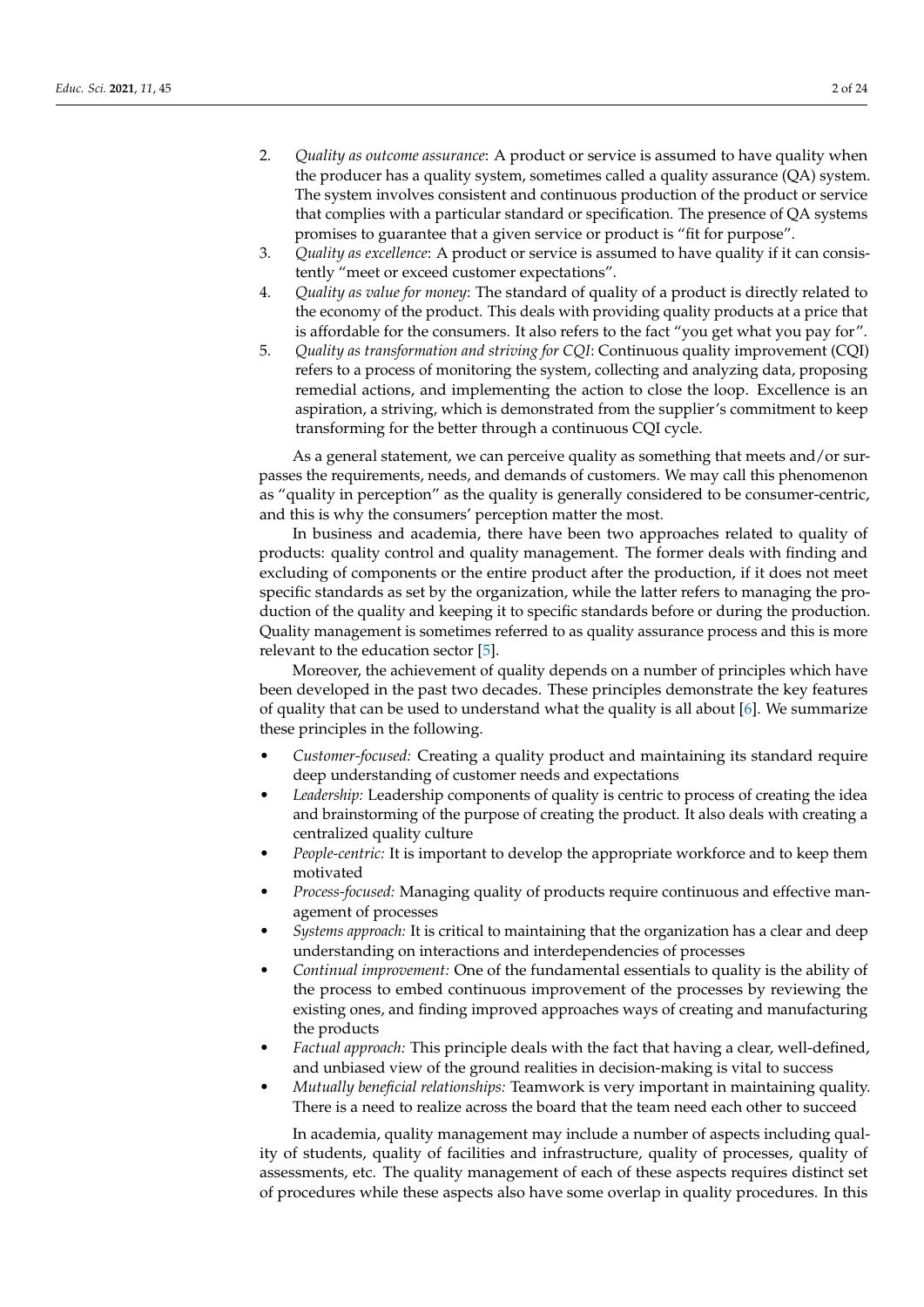2. *Quality as outcome assurance*: A product or service is assumed to have quality when the producer has a quality system, sometimes called a quality assurance (QA) system. The system involves consistent and continuous production of the product or service that complies with a particular standard or specification. The presence of QA systems promises to guarantee that a given service or product is "fit for purpose".
3. *Quality as excellence*: A product or service is assumed to have quality if it can consistently "meet or exceed customer expectations".
4. *Quality as value for money*: The standard of quality of a product is directly related to the economy of the product. This deals with providing quality products at a price that is affordable for the consumers. It also refers to the fact "you get what you pay for".
5. *Quality as transformation and striving for CQI*: Continuous quality improvement (CQI) refers to a process of monitoring the system, collecting and analyzing data, proposing remedial actions, and implementing the action to close the loop. Excellence is an aspiration, a striving, which is demonstrated from the supplier's commitment to keep transforming for the better through a continuous CQI cycle.

As a general statement, we can perceive quality as something that meets and/or surpasses the requirements, needs, and demands of customers. We may call this phenomenon as "quality in perception" as the quality is generally considered to be consumer-centric, and this is why the consumers' perception matter the most.

In business and academia, there have been two approaches related to quality of products: quality control and quality management. The former deals with finding and excluding of components or the entire product after the production, if it does not meet specific standards as set by the organization, while the latter refers to managing the production of the quality and keeping it to specific standards before or during the production. Quality management is sometimes referred to as quality assurance process and this is more relevant to the education sector [5].

Moreover, the achievement of quality depends on a number of principles which have been developed in the past two decades. These principles demonstrate the key features of quality that can be used to understand what the quality is all about [6]. We summarize these principles in the following.

- *Customer-focused:* Creating a quality product and maintaining its standard require deep understanding of customer needs and expectations
- *Leadership:* Leadership components of quality is centric to process of creating the idea and brainstorming of the purpose of creating the product. It also deals with creating a centralized quality culture
- *People-centric:* It is important to develop the appropriate workforce and to keep them motivated
- *Process-focused:* Managing quality of products require continuous and effective management of processes
- *Systems approach:* It is critical to maintaining that the organization has a clear and deep understanding on interactions and interdependencies of processes
- *Continual improvement:* One of the fundamental essentials to quality is the ability of the process to embed continuous improvement of the processes by reviewing the existing ones, and finding improved approaches ways of creating and manufacturing the products
- *Factual approach:* This principle deals with the fact that having a clear, well-defined, and unbiased view of the ground realities in decision-making is vital to success
- *Mutually beneficial relationships:* Teamwork is very important in maintaining quality. There is a need to realize across the board that the team need each other to succeed

In academia, quality management may include a number of aspects including quality of students, quality of facilities and infrastructure, quality of processes, quality of assessments, etc. The quality management of each of these aspects requires distinct set of procedures while these aspects also have some overlap in quality procedures. In this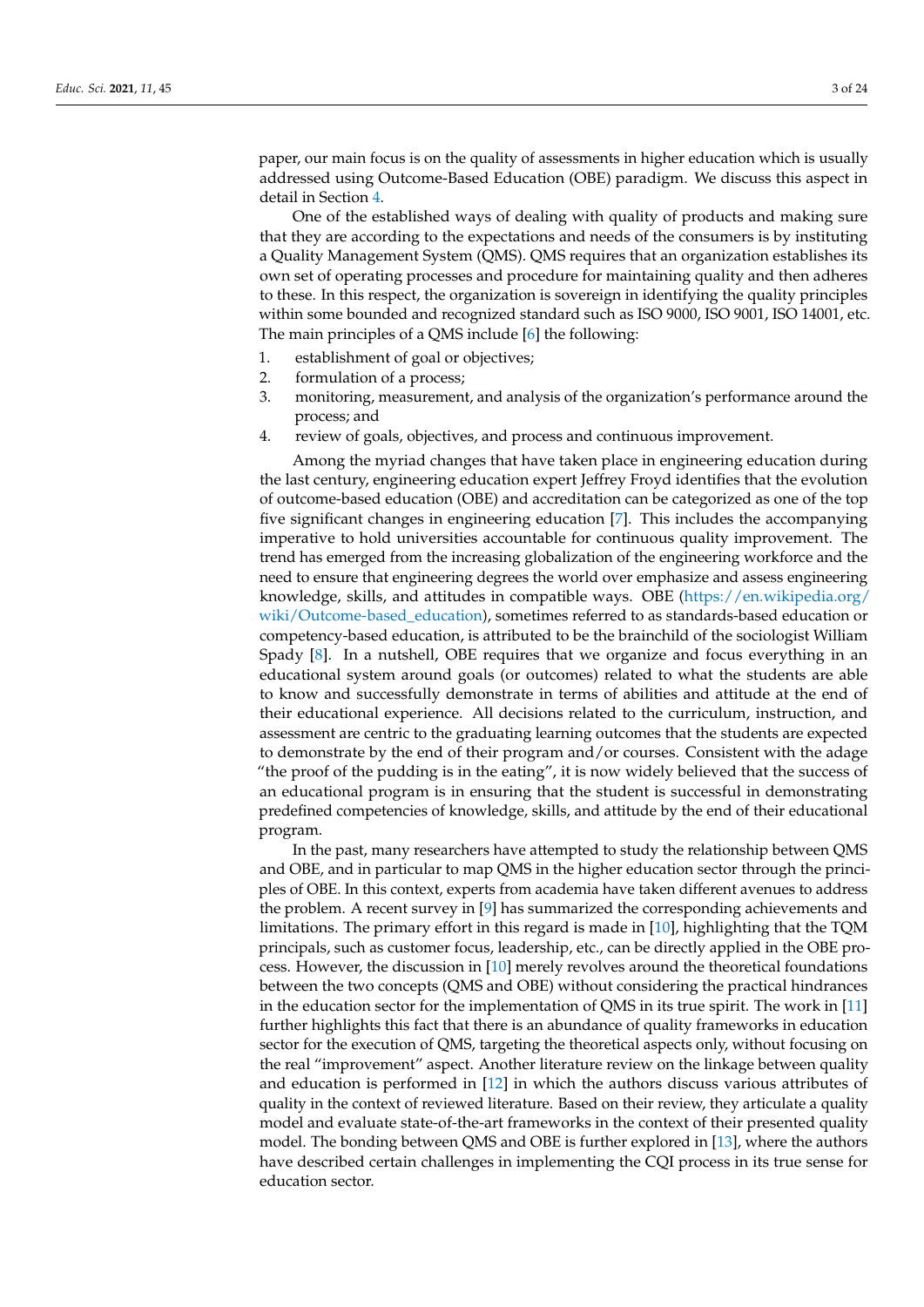paper, our main focus is on the quality of assessments in higher education which is usually addressed using Outcome-Based Education (OBE) paradigm. We discuss this aspect in detail in Section 4.

One of the established ways of dealing with quality of products and making sure that they are according to the expectations and needs of the consumers is by instituting a Quality Management System (QMS). QMS requires that an organization establishes its own set of operating processes and procedure for maintaining quality and then adheres to these. In this respect, the organization is sovereign in identifying the quality principles within some bounded and recognized standard such as ISO 9000, ISO 9001, ISO 14001, etc. The main principles of a QMS include [6] the following:

1. establishment of goal or objectives;
2. formulation of a process;
3. monitoring, measurement, and analysis of the organization's performance around the process; and
4. review of goals, objectives, and process and continuous improvement.

Among the myriad changes that have taken place in engineering education during the last century, engineering education expert Jeffrey Froyd identifies that the evolution of outcome-based education (OBE) and accreditation can be categorized as one of the top five significant changes in engineering education [7]. This includes the accompanying imperative to hold universities accountable for continuous quality improvement. The trend has emerged from the increasing globalization of the engineering workforce and the need to ensure that engineering degrees the world over emphasize and assess engineering knowledge, skills, and attitudes in compatible ways. OBE (https://en.wikipedia.org/wiki/Outcome-based_education), sometimes referred to as standards-based education or competency-based education, is attributed to be the brainchild of the sociologist William Spady [8]. In a nutshell, OBE requires that we organize and focus everything in an educational system around goals (or outcomes) related to what the students are able to know and successfully demonstrate in terms of abilities and attitude at the end of their educational experience. All decisions related to the curriculum, instruction, and assessment are centric to the graduating learning outcomes that the students are expected to demonstrate by the end of their program and/or courses. Consistent with the adage "the proof of the pudding is in the eating", it is now widely believed that the success of an educational program is in ensuring that the student is successful in demonstrating predefined competencies of knowledge, skills, and attitude by the end of their educational program.

In the past, many researchers have attempted to study the relationship between QMS and OBE, and in particular to map QMS in the higher education sector through the principles of OBE. In this context, experts from academia have taken different avenues to address the problem. A recent survey in [9] has summarized the corresponding achievements and limitations. The primary effort in this regard is made in [10], highlighting that the TQM principals, such as customer focus, leadership, etc., can be directly applied in the OBE process. However, the discussion in [10] merely revolves around the theoretical foundations between the two concepts (QMS and OBE) without considering the practical hindrances in the education sector for the implementation of QMS in its true spirit. The work in [11] further highlights this fact that there is an abundance of quality frameworks in education sector for the execution of QMS, targeting the theoretical aspects only, without focusing on the real "improvement" aspect. Another literature review on the linkage between quality and education is performed in [12] in which the authors discuss various attributes of quality in the context of reviewed literature. Based on their review, they articulate a quality model and evaluate state-of-the-art frameworks in the context of their presented quality model. The bonding between QMS and OBE is further explored in [13], where the authors have described certain challenges in implementing the CQI process in its true sense for education sector.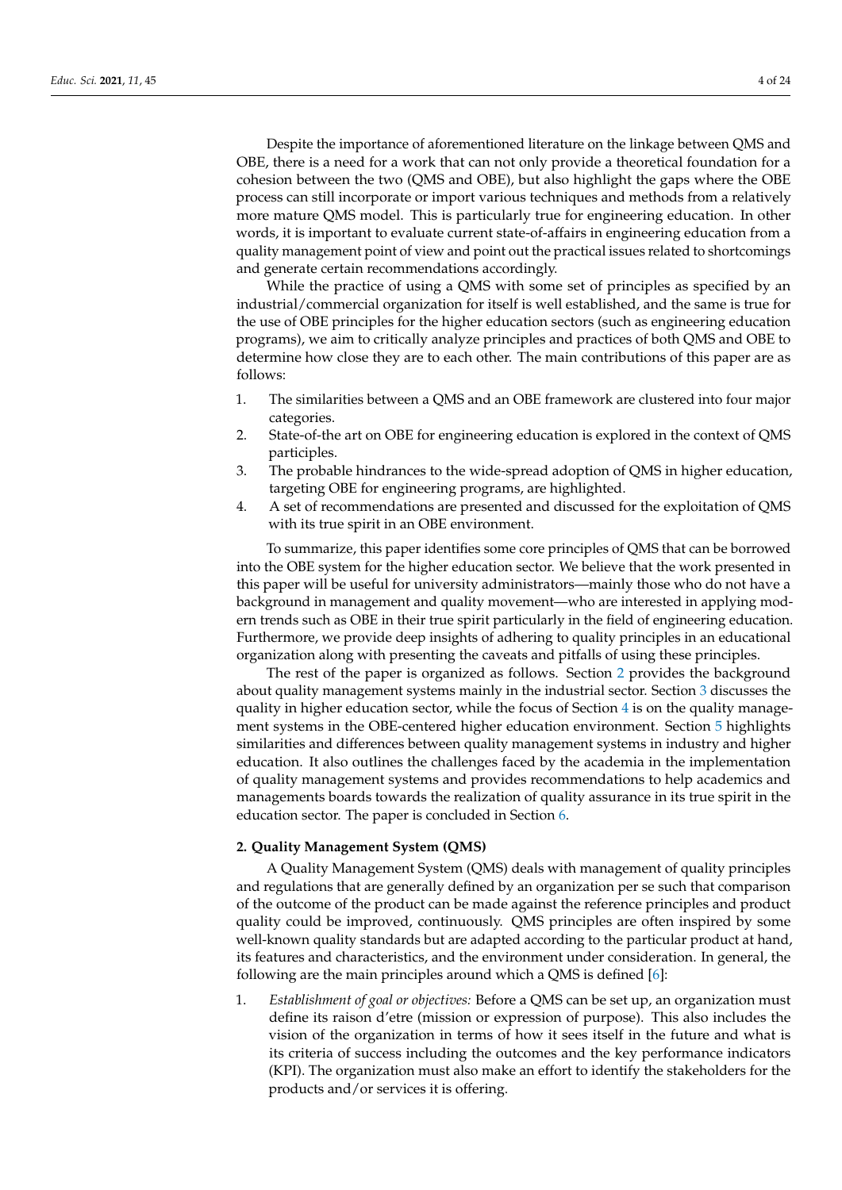Despite the importance of aforementioned literature on the linkage between QMS and OBE, there is a need for a work that can not only provide a theoretical foundation for a cohesion between the two (QMS and OBE), but also highlight the gaps where the OBE process can still incorporate or import various techniques and methods from a relatively more mature QMS model. This is particularly true for engineering education. In other words, it is important to evaluate current state-of-affairs in engineering education from a quality management point of view and point out the practical issues related to shortcomings and generate certain recommendations accordingly.

While the practice of using a QMS with some set of principles as specified by an industrial/commercial organization for itself is well established, and the same is true for the use of OBE principles for the higher education sectors (such as engineering education programs), we aim to critically analyze principles and practices of both QMS and OBE to determine how close they are to each other. The main contributions of this paper are as follows:

1. The similarities between a QMS and an OBE framework are clustered into four major categories.
2. State-of-the art on OBE for engineering education is explored in the context of QMS participles.
3. The probable hindrances to the wide-spread adoption of QMS in higher education, targeting OBE for engineering programs, are highlighted.
4. A set of recommendations are presented and discussed for the exploitation of QMS with its true spirit in an OBE environment.

To summarize, this paper identifies some core principles of QMS that can be borrowed into the OBE system for the higher education sector. We believe that the work presented in this paper will be useful for university administrators—mainly those who do not have a background in management and quality movement—who are interested in applying modern trends such as OBE in their true spirit particularly in the field of engineering education. Furthermore, we provide deep insights of adhering to quality principles in an educational organization along with presenting the caveats and pitfalls of using these principles.

The rest of the paper is organized as follows. Section 2 provides the background about quality management systems mainly in the industrial sector. Section 3 discusses the quality in higher education sector, while the focus of Section 4 is on the quality management systems in the OBE-centered higher education environment. Section 5 highlights similarities and differences between quality management systems in industry and higher education. It also outlines the challenges faced by the academia in the implementation of quality management systems and provides recommendations to help academics and managements boards towards the realization of quality assurance in its true spirit in the education sector. The paper is concluded in Section 6.

## 2. Quality Management System (QMS)

A Quality Management System (QMS) deals with management of quality principles and regulations that are generally defined by an organization per se such that comparison of the outcome of the product can be made against the reference principles and product quality could be improved, continuously. QMS principles are often inspired by some well-known quality standards but are adapted according to the particular product at hand, its features and characteristics, and the environment under consideration. In general, the following are the main principles around which a QMS is defined [6]:

1. *Establishment of goal or objectives:* Before a QMS can be set up, an organization must define its raison d'etre (mission or expression of purpose). This also includes the vision of the organization in terms of how it sees itself in the future and what is its criteria of success including the outcomes and the key performance indicators (KPI). The organization must also make an effort to identify the stakeholders for the products and/or services it is offering.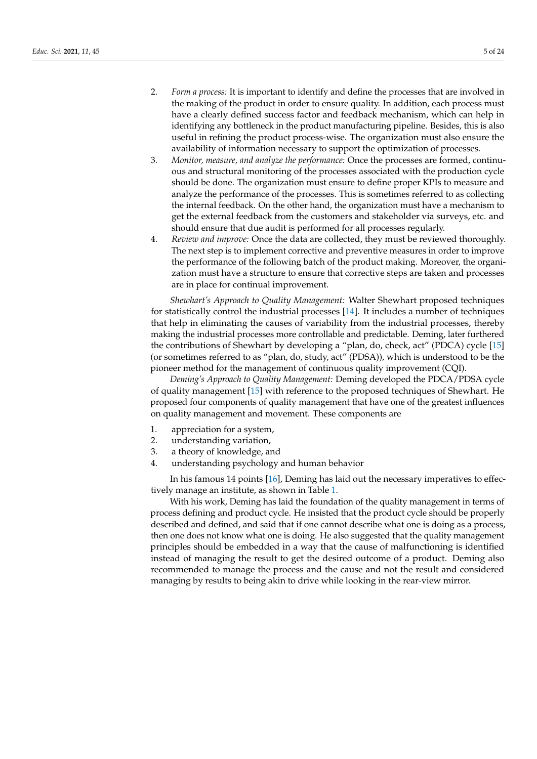2. *Form a process:* It is important to identify and define the processes that are involved in the making of the product in order to ensure quality. In addition, each process must have a clearly defined success factor and feedback mechanism, which can help in identifying any bottleneck in the product manufacturing pipeline. Besides, this is also useful in refining the product process-wise. The organization must also ensure the availability of information necessary to support the optimization of processes.
3. *Monitor, measure, and analyze the performance:* Once the processes are formed, continuous and structural monitoring of the processes associated with the production cycle should be done. The organization must ensure to define proper KPIs to measure and analyze the performance of the processes. This is sometimes referred to as collecting the internal feedback. On the other hand, the organization must have a mechanism to get the external feedback from the customers and stakeholder via surveys, etc. and should ensure that due audit is performed for all processes regularly.
4. *Review and improve:* Once the data are collected, they must be reviewed thoroughly. The next step is to implement corrective and preventive measures in order to improve the performance of the following batch of the product making. Moreover, the organization must have a structure to ensure that corrective steps are taken and processes are in place for continual improvement.

*Shewhart's Approach to Quality Management:* Walter Shewhart proposed techniques for statistically control the industrial processes [14]. It includes a number of techniques that help in eliminating the causes of variability from the industrial processes, thereby making the industrial processes more controllable and predictable. Deming, later furthered the contributions of Shewhart by developing a "plan, do, check, act" (PDCA) cycle [15] (or sometimes referred to as "plan, do, study, act" (PDSA)), which is understood to be the pioneer method for the management of continuous quality improvement (CQI).

*Deming's Approach to Quality Management:* Deming developed the PDCA/PDSA cycle of quality management [15] with reference to the proposed techniques of Shewhart. He proposed four components of quality management that have one of the greatest influences on quality management and movement. These components are

1. appreciation for a system,
2. understanding variation,
3. a theory of knowledge, and
4. understanding psychology and human behavior

In his famous 14 points [16], Deming has laid out the necessary imperatives to effectively manage an institute, as shown in Table 1.

With his work, Deming has laid the foundation of the quality management in terms of process defining and product cycle. He insisted that the product cycle should be properly described and defined, and said that if one cannot describe what one is doing as a process, then one does not know what one is doing. He also suggested that the quality management principles should be embedded in a way that the cause of malfunctioning is identified instead of managing the result to get the desired outcome of a product. Deming also recommended to manage the process and the cause and not the result and considered managing by results to being akin to drive while looking in the rear-view mirror.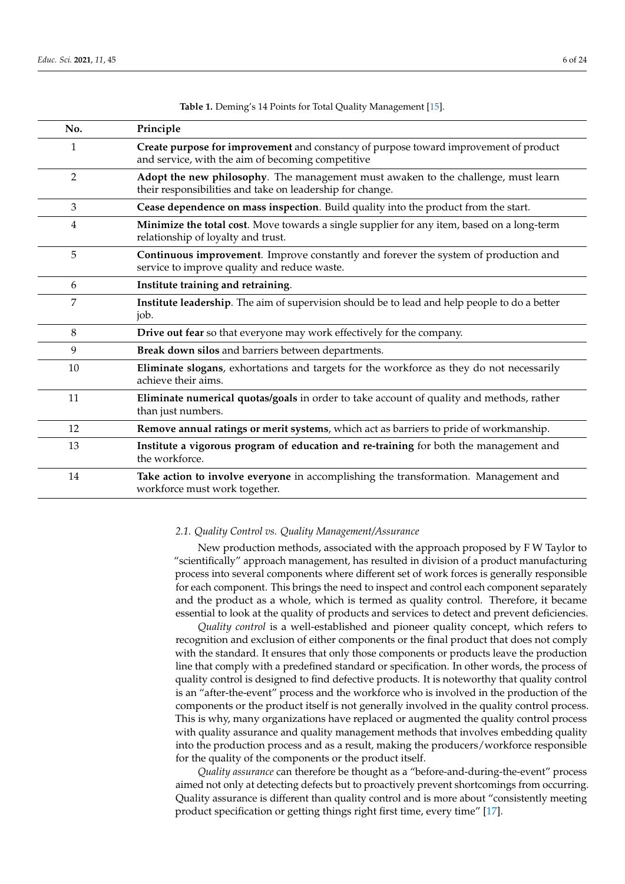**Table 1.** Deming's 14 Points for Total Quality Management [15].

| No. | Principle |
| --- | --- |
| 1 | **Create purpose for improvement** and constancy of purpose toward improvement of product and service, with the aim of becoming competitive |
| 2 | **Adopt the new philosophy**. The management must awaken to the challenge, must learn their responsibilities and take on leadership for change. |
| 3 | **Cease dependence on mass inspection**. Build quality into the product from the start. |
| 4 | **Minimize the total cost**. Move towards a single supplier for any item, based on a long-term relationship of loyalty and trust. |
| 5 | **Continuous improvement**. Improve constantly and forever the system of production and service to improve quality and reduce waste. |
| 6 | **Institute training and retraining**. |
| 7 | **Institute leadership**. The aim of supervision should be to lead and help people to do a better job. |
| 8 | **Drive out fear** so that everyone may work effectively for the company. |
| 9 | **Break down silos** and barriers between departments. |
| 10 | **Eliminate slogans**, exhortations and targets for the workforce as they do not necessarily achieve their aims. |
| 11 | **Eliminate numerical quotas/goals** in order to take account of quality and methods, rather than just numbers. |
| 12 | **Remove annual ratings or merit systems**, which act as barriers to pride of workmanship. |
| 13 | **Institute a vigorous program of education and re-training** for both the management and the workforce. |
| 14 | **Take action to involve everyone** in accomplishing the transformation. Management and workforce must work together. |

### 2.1. Quality Control vs. Quality Management/Assurance

New production methods, associated with the approach proposed by F W Taylor to "scientifically" approach management, has resulted in division of a product manufacturing process into several components where different set of work forces is generally responsible for each component. This brings the need to inspect and control each component separately and the product as a whole, which is termed as quality control. Therefore, it became essential to look at the quality of products and services to detect and prevent deficiencies.

*Quality control* is a well-established and pioneer quality concept, which refers to recognition and exclusion of either components or the final product that does not comply with the standard. It ensures that only those components or products leave the production line that comply with a predefined standard or specification. In other words, the process of quality control is designed to find defective products. It is noteworthy that quality control is an "after-the-event" process and the workforce who is involved in the production of the components or the product itself is not generally involved in the quality control process. This is why, many organizations have replaced or augmented the quality control process with quality assurance and quality management methods that involves embedding quality into the production process and as a result, making the producers/workforce responsible for the quality of the components or the product itself.

*Quality assurance* can therefore be thought as a "before-and-during-the-event" process aimed not only at detecting defects but to proactively prevent shortcomings from occurring. Quality assurance is different than quality control and is more about "consistently meeting product specification or getting things right first time, every time" [17].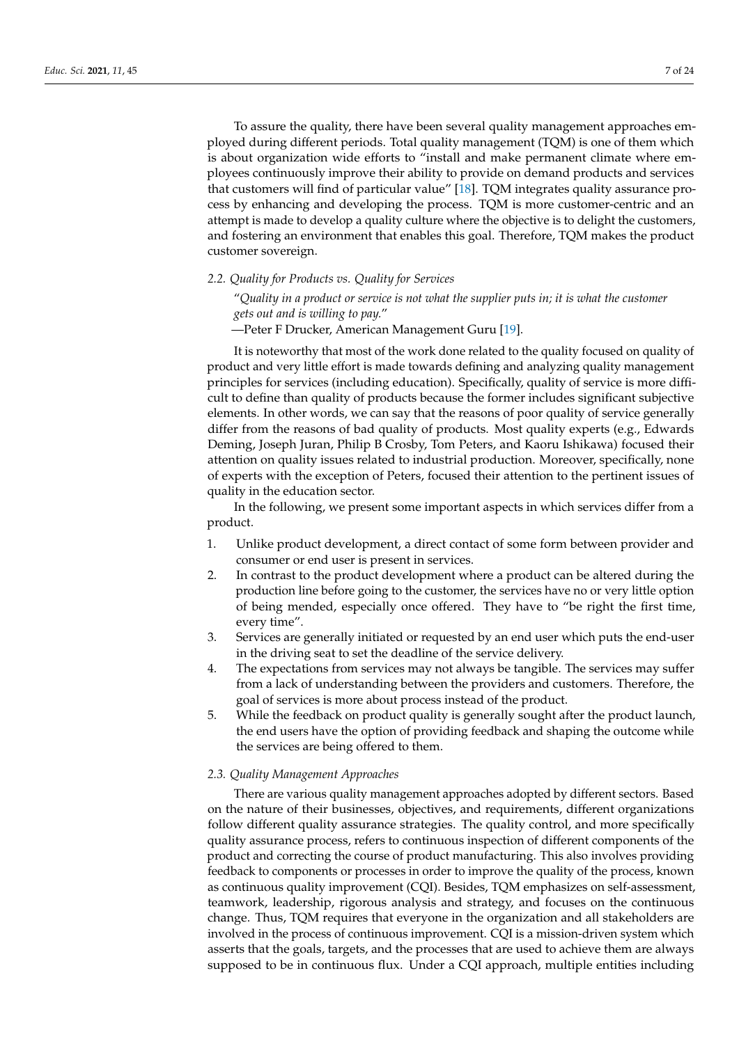To assure the quality, there have been several quality management approaches employed during different periods. Total quality management (TQM) is one of them which is about organization wide efforts to "install and make permanent climate where employees continuously improve their ability to provide on demand products and services that customers will find of particular value" [18]. TQM integrates quality assurance process by enhancing and developing the process. TQM is more customer-centric and an attempt is made to develop a quality culture where the objective is to delight the customers, and fostering an environment that enables this goal. Therefore, TQM makes the product customer sovereign.

### 2.2. Quality for Products vs. Quality for Services

> "*Quality in a product or service is not what the supplier puts in; it is what the customer gets out and is willing to pay.*"
>
> —Peter F Drucker, American Management Guru [19].

It is noteworthy that most of the work done related to the quality focused on quality of product and very little effort is made towards defining and analyzing quality management principles for services (including education). Specifically, quality of service is more difficult to define than quality of products because the former includes significant subjective elements. In other words, we can say that the reasons of poor quality of service generally differ from the reasons of bad quality of products. Most quality experts (e.g., Edwards Deming, Joseph Juran, Philip B Crosby, Tom Peters, and Kaoru Ishikawa) focused their attention on quality issues related to industrial production. Moreover, specifically, none of experts with the exception of Peters, focused their attention to the pertinent issues of quality in the education sector.

In the following, we present some important aspects in which services differ from a product.

1. Unlike product development, a direct contact of some form between provider and consumer or end user is present in services.
2. In contrast to the product development where a product can be altered during the production line before going to the customer, the services have no or very little option of being mended, especially once offered. They have to "be right the first time, every time".
3. Services are generally initiated or requested by an end user which puts the end-user in the driving seat to set the deadline of the service delivery.
4. The expectations from services may not always be tangible. The services may suffer from a lack of understanding between the providers and customers. Therefore, the goal of services is more about process instead of the product.
5. While the feedback on product quality is generally sought after the product launch, the end users have the option of providing feedback and shaping the outcome while the services are being offered to them.

### 2.3. Quality Management Approaches

There are various quality management approaches adopted by different sectors. Based on the nature of their businesses, objectives, and requirements, different organizations follow different quality assurance strategies. The quality control, and more specifically quality assurance process, refers to continuous inspection of different components of the product and correcting the course of product manufacturing. This also involves providing feedback to components or processes in order to improve the quality of the process, known as continuous quality improvement (CQI). Besides, TQM emphasizes on self-assessment, teamwork, leadership, rigorous analysis and strategy, and focuses on the continuous change. Thus, TQM requires that everyone in the organization and all stakeholders are involved in the process of continuous improvement. CQI is a mission-driven system which asserts that the goals, targets, and the processes that are used to achieve them are always supposed to be in continuous flux. Under a CQI approach, multiple entities including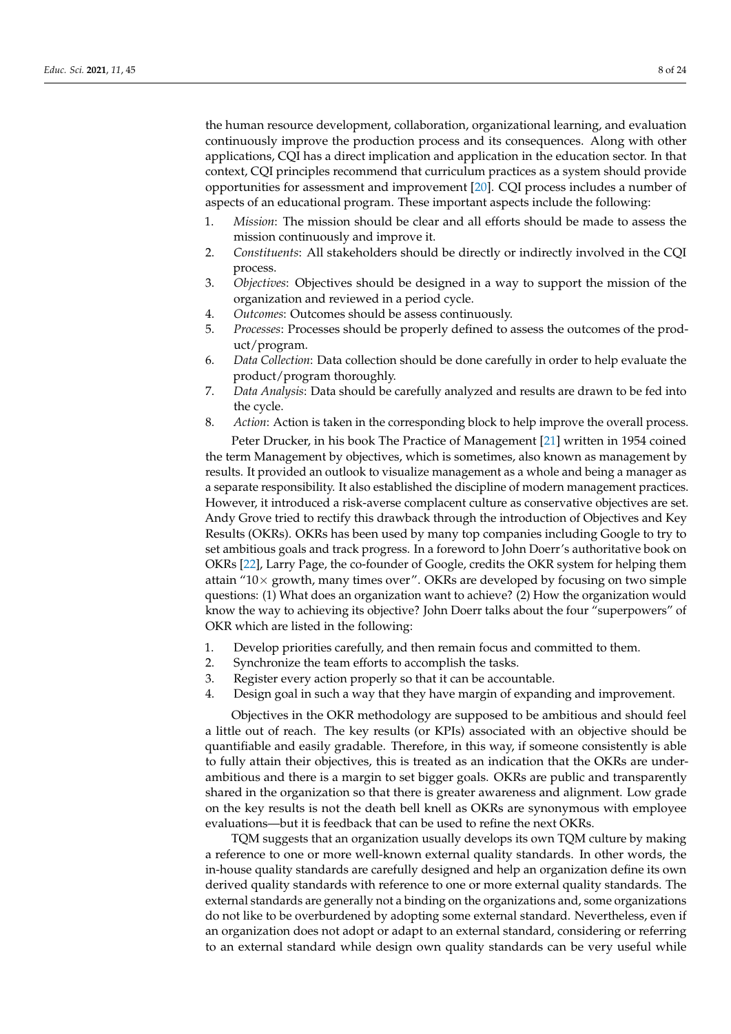the human resource development, collaboration, organizational learning, and evaluation continuously improve the production process and its consequences. Along with other applications, CQI has a direct implication and application in the education sector. In that context, CQI principles recommend that curriculum practices as a system should provide opportunities for assessment and improvement [20]. CQI process includes a number of aspects of an educational program. These important aspects include the following:

1. *Mission*: The mission should be clear and all efforts should be made to assess the mission continuously and improve it.
2. *Constituents*: All stakeholders should be directly or indirectly involved in the CQI process.
3. *Objectives*: Objectives should be designed in a way to support the mission of the organization and reviewed in a period cycle.
4. *Outcomes*: Outcomes should be assess continuously.
5. *Processes*: Processes should be properly defined to assess the outcomes of the product/program.
6. *Data Collection*: Data collection should be done carefully in order to help evaluate the product/program thoroughly.
7. *Data Analysis*: Data should be carefully analyzed and results are drawn to be fed into the cycle.
8. *Action*: Action is taken in the corresponding block to help improve the overall process.

Peter Drucker, in his book The Practice of Management [21] written in 1954 coined the term Management by objectives, which is sometimes, also known as management by results. It provided an outlook to visualize management as a whole and being a manager as a separate responsibility. It also established the discipline of modern management practices. However, it introduced a risk-averse complacent culture as conservative objectives are set. Andy Grove tried to rectify this drawback through the introduction of Objectives and Key Results (OKRs). OKRs has been used by many top companies including Google to try to set ambitious goals and track progress. In a foreword to John Doerr's authoritative book on OKRs [22], Larry Page, the co-founder of Google, credits the OKR system for helping them attain "10× growth, many times over". OKRs are developed by focusing on two simple questions: (1) What does an organization want to achieve? (2) How the organization would know the way to achieving its objective? John Doerr talks about the four "superpowers" of OKR which are listed in the following:

1. Develop priorities carefully, and then remain focus and committed to them.
2. Synchronize the team efforts to accomplish the tasks.
3. Register every action properly so that it can be accountable.
4. Design goal in such a way that they have margin of expanding and improvement.

Objectives in the OKR methodology are supposed to be ambitious and should feel a little out of reach. The key results (or KPIs) associated with an objective should be quantifiable and easily gradable. Therefore, in this way, if someone consistently is able to fully attain their objectives, this is treated as an indication that the OKRs are under-ambitious and there is a margin to set bigger goals. OKRs are public and transparently shared in the organization so that there is greater awareness and alignment. Low grade on the key results is not the death bell knell as OKRs are synonymous with employee evaluations—but it is feedback that can be used to refine the next OKRs.

TQM suggests that an organization usually develops its own TQM culture by making a reference to one or more well-known external quality standards. In other words, the in-house quality standards are carefully designed and help an organization define its own derived quality standards with reference to one or more external quality standards. The external standards are generally not a binding on the organizations and, some organizations do not like to be overburdened by adopting some external standard. Nevertheless, even if an organization does not adopt or adapt to an external standard, considering or referring to an external standard while design own quality standards can be very useful while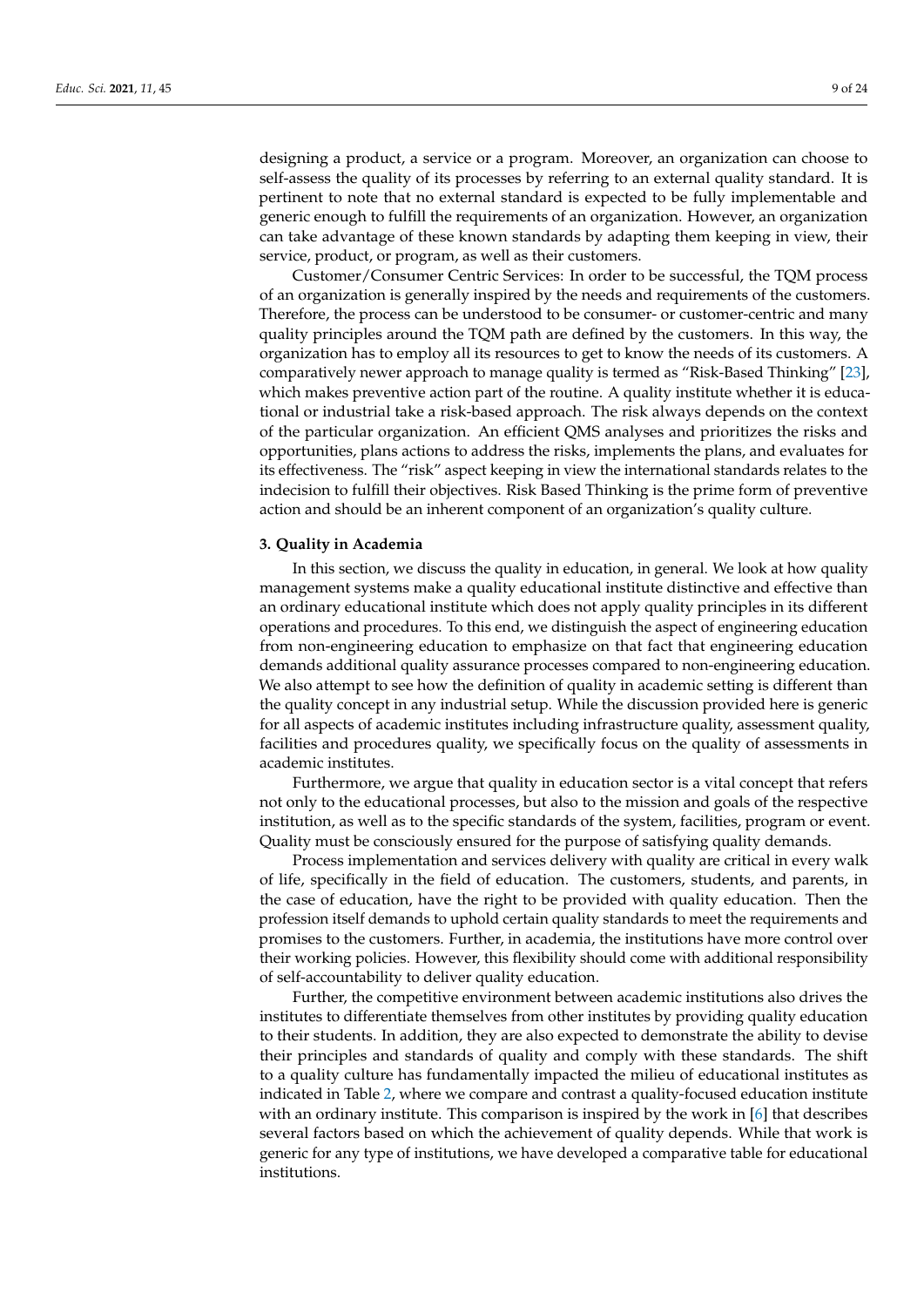designing a product, a service or a program. Moreover, an organization can choose to self-assess the quality of its processes by referring to an external quality standard. It is pertinent to note that no external standard is expected to be fully implementable and generic enough to fulfill the requirements of an organization. However, an organization can take advantage of these known standards by adapting them keeping in view, their service, product, or program, as well as their customers.

Customer/Consumer Centric Services: In order to be successful, the TQM process of an organization is generally inspired by the needs and requirements of the customers. Therefore, the process can be understood to be consumer- or customer-centric and many quality principles around the TQM path are defined by the customers. In this way, the organization has to employ all its resources to get to know the needs of its customers. A comparatively newer approach to manage quality is termed as "Risk-Based Thinking" [23], which makes preventive action part of the routine. A quality institute whether it is educational or industrial take a risk-based approach. The risk always depends on the context of the particular organization. An efficient QMS analyses and prioritizes the risks and opportunities, plans actions to address the risks, implements the plans, and evaluates for its effectiveness. The "risk" aspect keeping in view the international standards relates to the indecision to fulfill their objectives. Risk Based Thinking is the prime form of preventive action and should be an inherent component of an organization's quality culture.

## 3. Quality in Academia

In this section, we discuss the quality in education, in general. We look at how quality management systems make a quality educational institute distinctive and effective than an ordinary educational institute which does not apply quality principles in its different operations and procedures. To this end, we distinguish the aspect of engineering education from non-engineering education to emphasize on that fact that engineering education demands additional quality assurance processes compared to non-engineering education. We also attempt to see how the definition of quality in academic setting is different than the quality concept in any industrial setup. While the discussion provided here is generic for all aspects of academic institutes including infrastructure quality, assessment quality, facilities and procedures quality, we specifically focus on the quality of assessments in academic institutes.

Furthermore, we argue that quality in education sector is a vital concept that refers not only to the educational processes, but also to the mission and goals of the respective institution, as well as to the specific standards of the system, facilities, program or event. Quality must be consciously ensured for the purpose of satisfying quality demands.

Process implementation and services delivery with quality are critical in every walk of life, specifically in the field of education. The customers, students, and parents, in the case of education, have the right to be provided with quality education. Then the profession itself demands to uphold certain quality standards to meet the requirements and promises to the customers. Further, in academia, the institutions have more control over their working policies. However, this flexibility should come with additional responsibility of self-accountability to deliver quality education.

Further, the competitive environment between academic institutions also drives the institutes to differentiate themselves from other institutes by providing quality education to their students. In addition, they are also expected to demonstrate the ability to devise their principles and standards of quality and comply with these standards. The shift to a quality culture has fundamentally impacted the milieu of educational institutes as indicated in Table 2, where we compare and contrast a quality-focused education institute with an ordinary institute. This comparison is inspired by the work in [6] that describes several factors based on which the achievement of quality depends. While that work is generic for any type of institutions, we have developed a comparative table for educational institutions.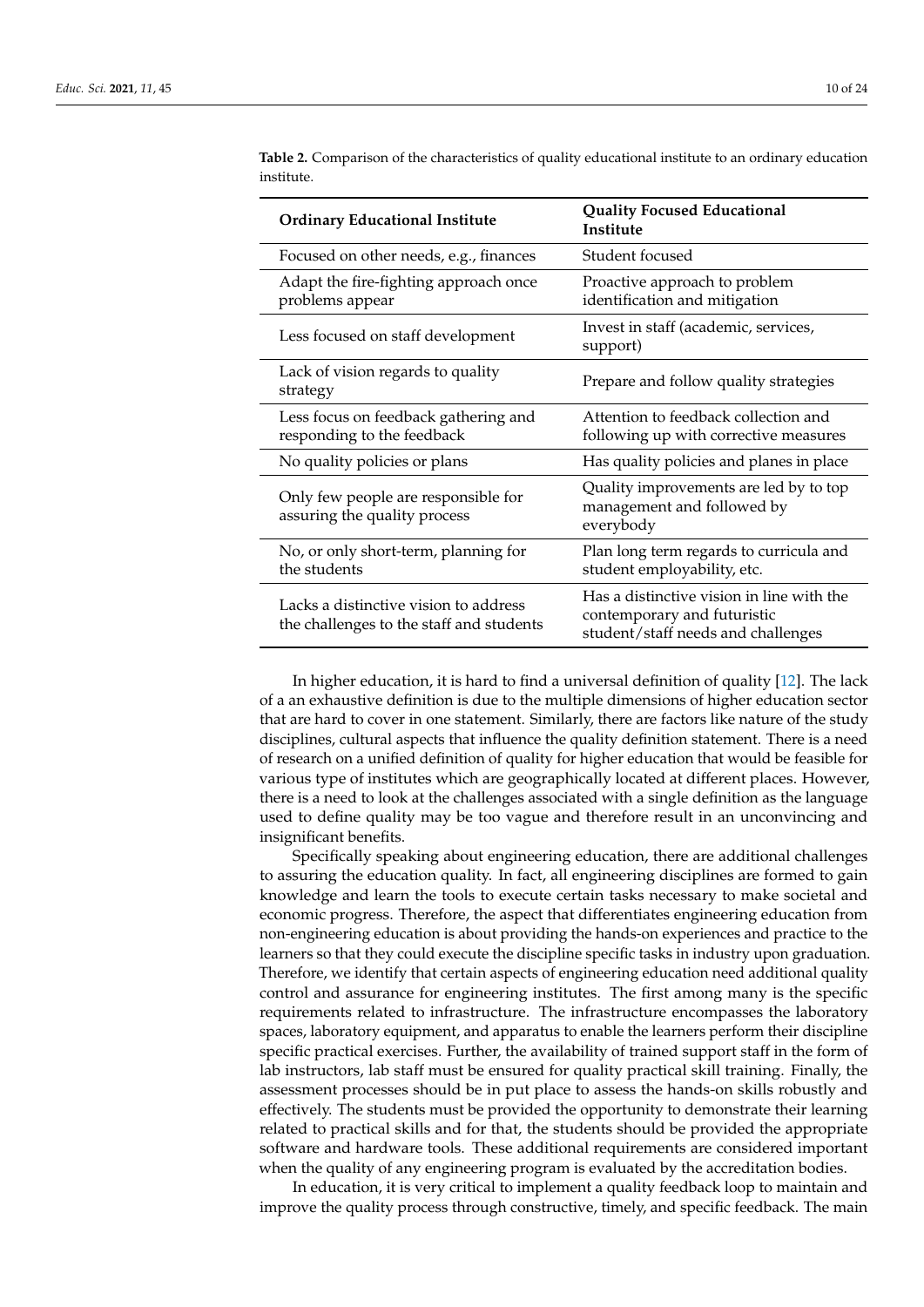**Table 2.** Comparison of the characteristics of quality educational institute to an ordinary education institute.

| Ordinary Educational Institute | Quality Focused Educational Institute |
| --- | --- |
| Focused on other needs, e.g., finances | Student focused |
| Adapt the fire-fighting approach once problems appear | Proactive approach to problem identification and mitigation |
| Less focused on staff development | Invest in staff (academic, services, support) |
| Lack of vision regards to quality strategy | Prepare and follow quality strategies |
| Less focus on feedback gathering and responding to the feedback | Attention to feedback collection and following up with corrective measures |
| No quality policies or plans | Has quality policies and planes in place |
| Only few people are responsible for assuring the quality process | Quality improvements are led by to top management and followed by everybody |
| No, or only short-term, planning for the students | Plan long term regards to curricula and student employability, etc. |
| Lacks a distinctive vision to address the challenges to the staff and students | Has a distinctive vision in line with the contemporary and futuristic student/staff needs and challenges |

In higher education, it is hard to find a universal definition of quality [12]. The lack of a an exhaustive definition is due to the multiple dimensions of higher education sector that are hard to cover in one statement. Similarly, there are factors like nature of the study disciplines, cultural aspects that influence the quality definition statement. There is a need of research on a unified definition of quality for higher education that would be feasible for various type of institutes which are geographically located at different places. However, there is a need to look at the challenges associated with a single definition as the language used to define quality may be too vague and therefore result in an unconvincing and insignificant benefits.

Specifically speaking about engineering education, there are additional challenges to assuring the education quality. In fact, all engineering disciplines are formed to gain knowledge and learn the tools to execute certain tasks necessary to make societal and economic progress. Therefore, the aspect that differentiates engineering education from non-engineering education is about providing the hands-on experiences and practice to the learners so that they could execute the discipline specific tasks in industry upon graduation. Therefore, we identify that certain aspects of engineering education need additional quality control and assurance for engineering institutes. The first among many is the specific requirements related to infrastructure. The infrastructure encompasses the laboratory spaces, laboratory equipment, and apparatus to enable the learners perform their discipline specific practical exercises. Further, the availability of trained support staff in the form of lab instructors, lab staff must be ensured for quality practical skill training. Finally, the assessment processes should be in put place to assess the hands-on skills robustly and effectively. The students must be provided the opportunity to demonstrate their learning related to practical skills and for that, the students should be provided the appropriate software and hardware tools. These additional requirements are considered important when the quality of any engineering program is evaluated by the accreditation bodies.

In education, it is very critical to implement a quality feedback loop to maintain and improve the quality process through constructive, timely, and specific feedback. The main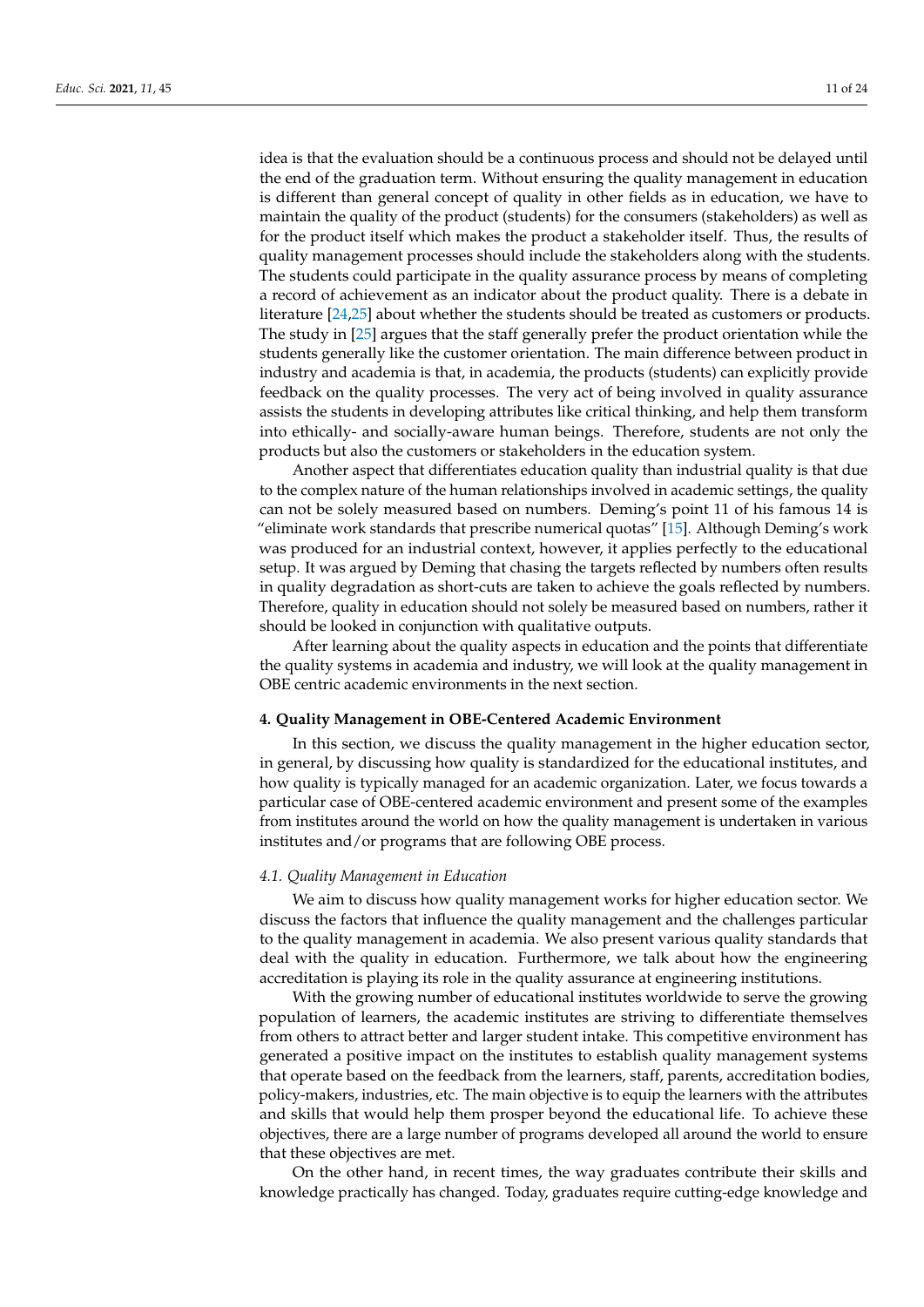idea is that the evaluation should be a continuous process and should not be delayed until the end of the graduation term. Without ensuring the quality management in education is different than general concept of quality in other fields as in education, we have to maintain the quality of the product (students) for the consumers (stakeholders) as well as for the product itself which makes the product a stakeholder itself. Thus, the results of quality management processes should include the stakeholders along with the students. The students could participate in the quality assurance process by means of completing a record of achievement as an indicator about the product quality. There is a debate in literature [24,25] about whether the students should be treated as customers or products. The study in [25] argues that the staff generally prefer the product orientation while the students generally like the customer orientation. The main difference between product in industry and academia is that, in academia, the products (students) can explicitly provide feedback on the quality processes. The very act of being involved in quality assurance assists the students in developing attributes like critical thinking, and help them transform into ethically- and socially-aware human beings. Therefore, students are not only the products but also the customers or stakeholders in the education system.

Another aspect that differentiates education quality than industrial quality is that due to the complex nature of the human relationships involved in academic settings, the quality can not be solely measured based on numbers. Deming's point 11 of his famous 14 is "eliminate work standards that prescribe numerical quotas" [15]. Although Deming's work was produced for an industrial context, however, it applies perfectly to the educational setup. It was argued by Deming that chasing the targets reflected by numbers often results in quality degradation as short-cuts are taken to achieve the goals reflected by numbers. Therefore, quality in education should not solely be measured based on numbers, rather it should be looked in conjunction with qualitative outputs.

After learning about the quality aspects in education and the points that differentiate the quality systems in academia and industry, we will look at the quality management in OBE centric academic environments in the next section.

## 4. Quality Management in OBE-Centered Academic Environment

In this section, we discuss the quality management in the higher education sector, in general, by discussing how quality is standardized for the educational institutes, and how quality is typically managed for an academic organization. Later, we focus towards a particular case of OBE-centered academic environment and present some of the examples from institutes around the world on how the quality management is undertaken in various institutes and/or programs that are following OBE process.

### *4.1. Quality Management in Education*

We aim to discuss how quality management works for higher education sector. We discuss the factors that influence the quality management and the challenges particular to the quality management in academia. We also present various quality standards that deal with the quality in education. Furthermore, we talk about how the engineering accreditation is playing its role in the quality assurance at engineering institutions.

With the growing number of educational institutes worldwide to serve the growing population of learners, the academic institutes are striving to differentiate themselves from others to attract better and larger student intake. This competitive environment has generated a positive impact on the institutes to establish quality management systems that operate based on the feedback from the learners, staff, parents, accreditation bodies, policy-makers, industries, etc. The main objective is to equip the learners with the attributes and skills that would help them prosper beyond the educational life. To achieve these objectives, there are a large number of programs developed all around the world to ensure that these objectives are met.

On the other hand, in recent times, the way graduates contribute their skills and knowledge practically has changed. Today, graduates require cutting-edge knowledge and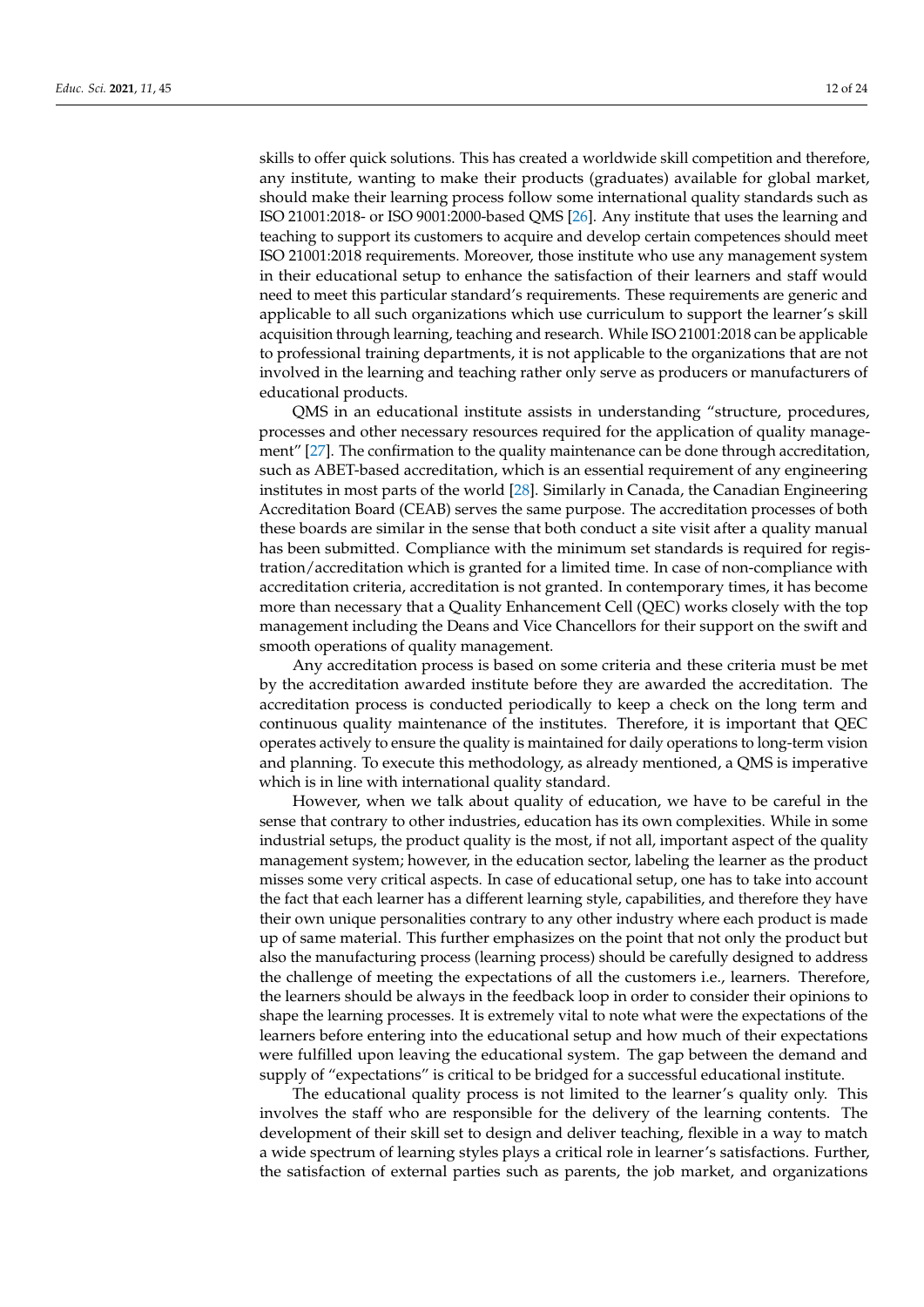skills to offer quick solutions. This has created a worldwide skill competition and therefore, any institute, wanting to make their products (graduates) available for global market, should make their learning process follow some international quality standards such as ISO 21001:2018- or ISO 9001:2000-based QMS [26]. Any institute that uses the learning and teaching to support its customers to acquire and develop certain competences should meet ISO 21001:2018 requirements. Moreover, those institute who use any management system in their educational setup to enhance the satisfaction of their learners and staff would need to meet this particular standard's requirements. These requirements are generic and applicable to all such organizations which use curriculum to support the learner's skill acquisition through learning, teaching and research. While ISO 21001:2018 can be applicable to professional training departments, it is not applicable to the organizations that are not involved in the learning and teaching rather only serve as producers or manufacturers of educational products.

QMS in an educational institute assists in understanding "structure, procedures, processes and other necessary resources required for the application of quality management" [27]. The confirmation to the quality maintenance can be done through accreditation, such as ABET-based accreditation, which is an essential requirement of any engineering institutes in most parts of the world [28]. Similarly in Canada, the Canadian Engineering Accreditation Board (CEAB) serves the same purpose. The accreditation processes of both these boards are similar in the sense that both conduct a site visit after a quality manual has been submitted. Compliance with the minimum set standards is required for registration/accreditation which is granted for a limited time. In case of non-compliance with accreditation criteria, accreditation is not granted. In contemporary times, it has become more than necessary that a Quality Enhancement Cell (QEC) works closely with the top management including the Deans and Vice Chancellors for their support on the swift and smooth operations of quality management.

Any accreditation process is based on some criteria and these criteria must be met by the accreditation awarded institute before they are awarded the accreditation. The accreditation process is conducted periodically to keep a check on the long term and continuous quality maintenance of the institutes. Therefore, it is important that QEC operates actively to ensure the quality is maintained for daily operations to long-term vision and planning. To execute this methodology, as already mentioned, a QMS is imperative which is in line with international quality standard.

However, when we talk about quality of education, we have to be careful in the sense that contrary to other industries, education has its own complexities. While in some industrial setups, the product quality is the most, if not all, important aspect of the quality management system; however, in the education sector, labeling the learner as the product misses some very critical aspects. In case of educational setup, one has to take into account the fact that each learner has a different learning style, capabilities, and therefore they have their own unique personalities contrary to any other industry where each product is made up of same material. This further emphasizes on the point that not only the product but also the manufacturing process (learning process) should be carefully designed to address the challenge of meeting the expectations of all the customers i.e., learners. Therefore, the learners should be always in the feedback loop in order to consider their opinions to shape the learning processes. It is extremely vital to note what were the expectations of the learners before entering into the educational setup and how much of their expectations were fulfilled upon leaving the educational system. The gap between the demand and supply of "expectations" is critical to be bridged for a successful educational institute.

The educational quality process is not limited to the learner's quality only. This involves the staff who are responsible for the delivery of the learning contents. The development of their skill set to design and deliver teaching, flexible in a way to match a wide spectrum of learning styles plays a critical role in learner's satisfactions. Further, the satisfaction of external parties such as parents, the job market, and organizations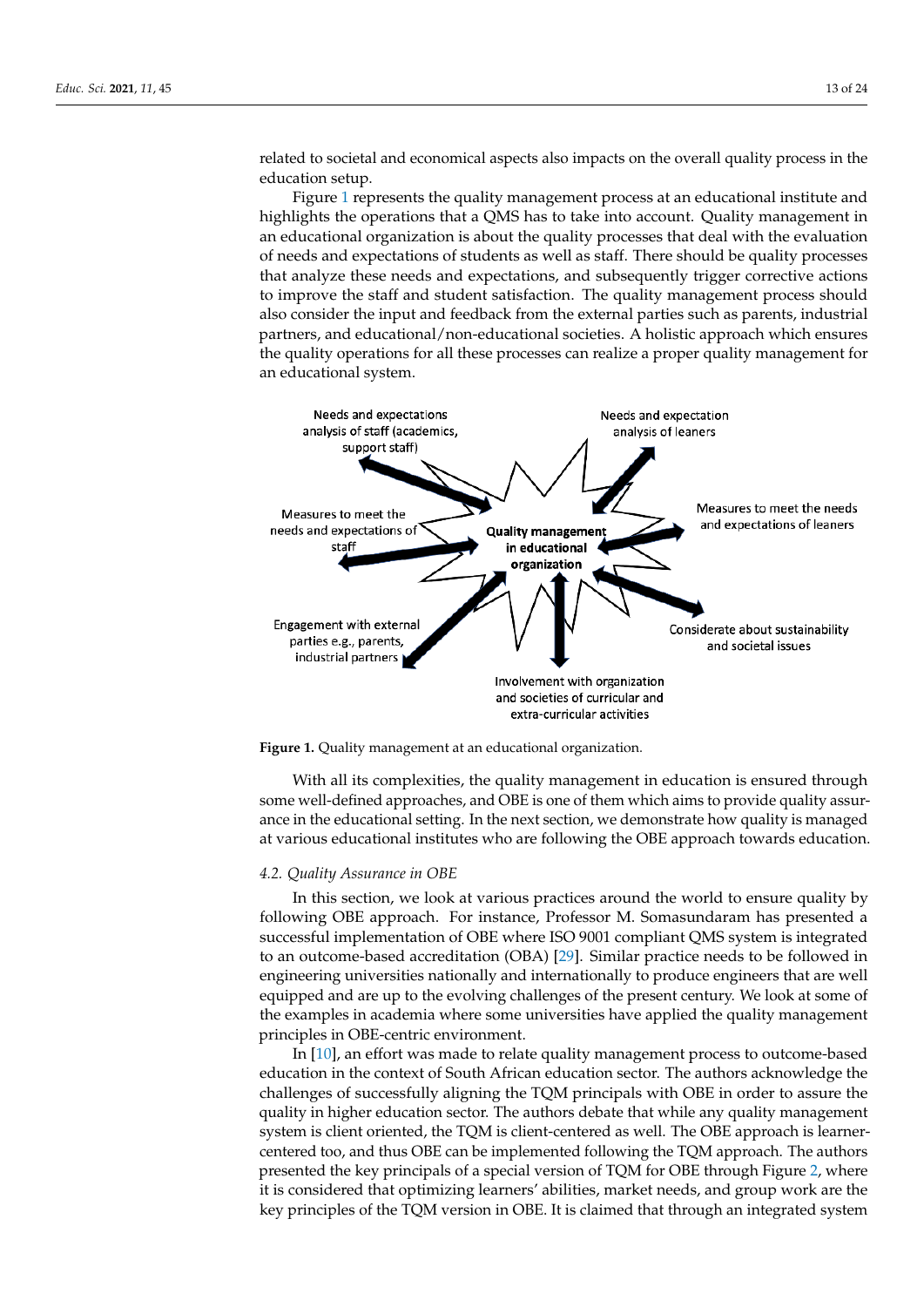related to societal and economical aspects also impacts on the overall quality process in the education setup.

Figure 1 represents the quality management process at an educational institute and highlights the operations that a QMS has to take into account. Quality management in an educational organization is about the quality processes that deal with the evaluation of needs and expectations of students as well as staff. There should be quality processes that analyze these needs and expectations, and subsequently trigger corrective actions to improve the staff and student satisfaction. The quality management process should also consider the input and feedback from the external parties such as parents, industrial partners, and educational/non-educational societies. A holistic approach which ensures the quality operations for all these processes can realize a proper quality management for an educational system.

Needs and expectations analysis of staff (academics, support staff)

Needs and expectation analysis of leaners

Measures to meet the needs and expectations of staff

Quality management in educational organization

Measures to meet the needs and expectations of leaners

Engagement with external parties e.g., parents, industrial partners

Considerate about sustainability and societal issues

Involvement with organization and societies of curricular and extra-curricular activities

**Figure 1.** Quality management at an educational organization.

With all its complexities, the quality management in education is ensured through some well-defined approaches, and OBE is one of them which aims to provide quality assurance in the educational setting. In the next section, we demonstrate how quality is managed at various educational institutes who are following the OBE approach towards education.

### *4.2. Quality Assurance in OBE*

In this section, we look at various practices around the world to ensure quality by following OBE approach. For instance, Professor M. Somasundaram has presented a successful implementation of OBE where ISO 9001 compliant QMS system is integrated to an outcome-based accreditation (OBA) [29]. Similar practice needs to be followed in engineering universities nationally and internationally to produce engineers that are well equipped and are up to the evolving challenges of the present century. We look at some of the examples in academia where some universities have applied the quality management principles in OBE-centric environment.

In [10], an effort was made to relate quality management process to outcome-based education in the context of South African education sector. The authors acknowledge the challenges of successfully aligning the TQM principals with OBE in order to assure the quality in higher education sector. The authors debate that while any quality management system is client oriented, the TQM is client-centered as well. The OBE approach is learner-centered too, and thus OBE can be implemented following the TQM approach. The authors presented the key principals of a special version of TQM for OBE through Figure 2, where it is considered that optimizing learners' abilities, market needs, and group work are the key principles of the TQM version in OBE. It is claimed that through an integrated system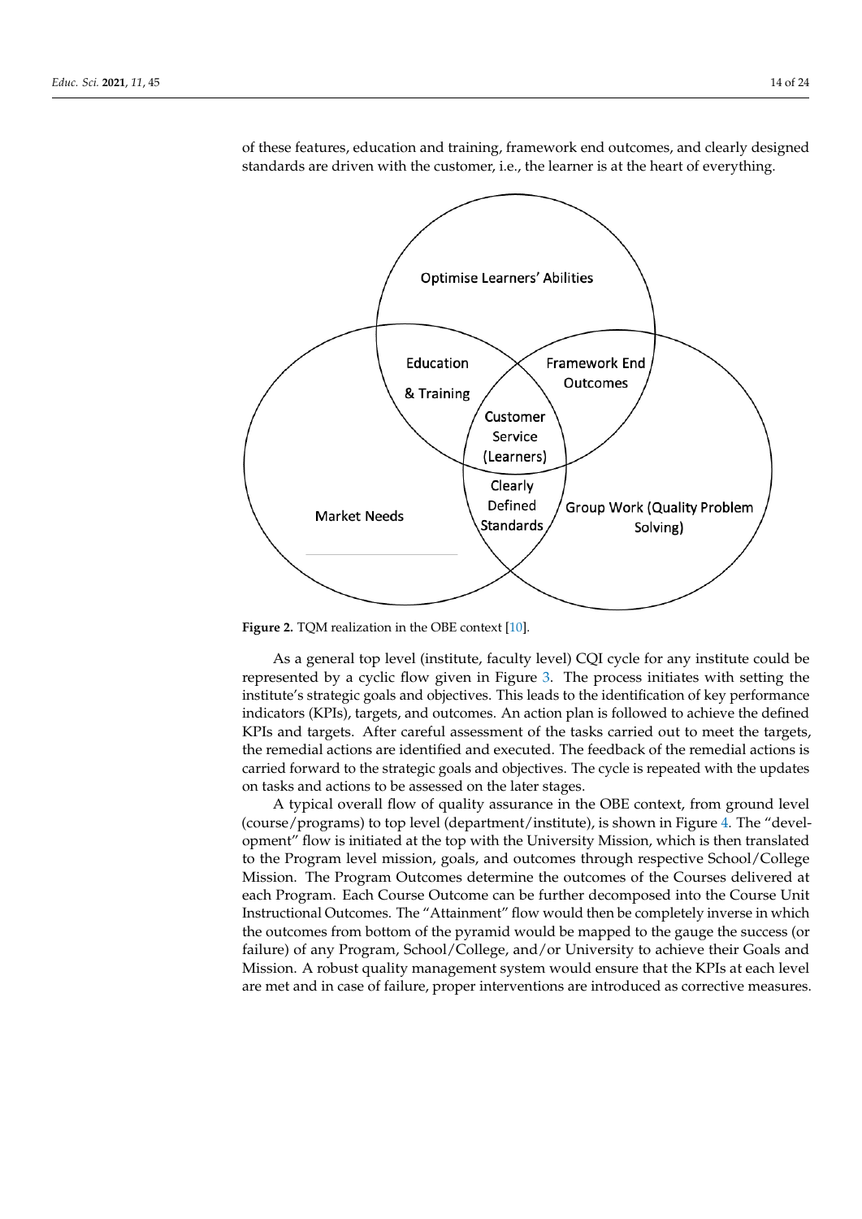of these features, education and training, framework end outcomes, and clearly designed standards are driven with the customer, i.e., the learner is at the heart of everything.

**Figure 2.** TQM realization in the OBE context [10].

As a general top level (institute, faculty level) CQI cycle for any institute could be represented by a cyclic flow given in Figure 3. The process initiates with setting the institute's strategic goals and objectives. This leads to the identification of key performance indicators (KPIs), targets, and outcomes. An action plan is followed to achieve the defined KPIs and targets. After careful assessment of the tasks carried out to meet the targets, the remedial actions are identified and executed. The feedback of the remedial actions is carried forward to the strategic goals and objectives. The cycle is repeated with the updates on tasks and actions to be assessed on the later stages.

A typical overall flow of quality assurance in the OBE context, from ground level (course/programs) to top level (department/institute), is shown in Figure 4. The "development" flow is initiated at the top with the University Mission, which is then translated to the Program level mission, goals, and outcomes through respective School/College Mission. The Program Outcomes determine the outcomes of the Courses delivered at each Program. Each Course Outcome can be further decomposed into the Course Unit Instructional Outcomes. The "Attainment" flow would then be completely inverse in which the outcomes from bottom of the pyramid would be mapped to the gauge the success (or failure) of any Program, School/College, and/or University to achieve their Goals and Mission. A robust quality management system would ensure that the KPIs at each level are met and in case of failure, proper interventions are introduced as corrective measures.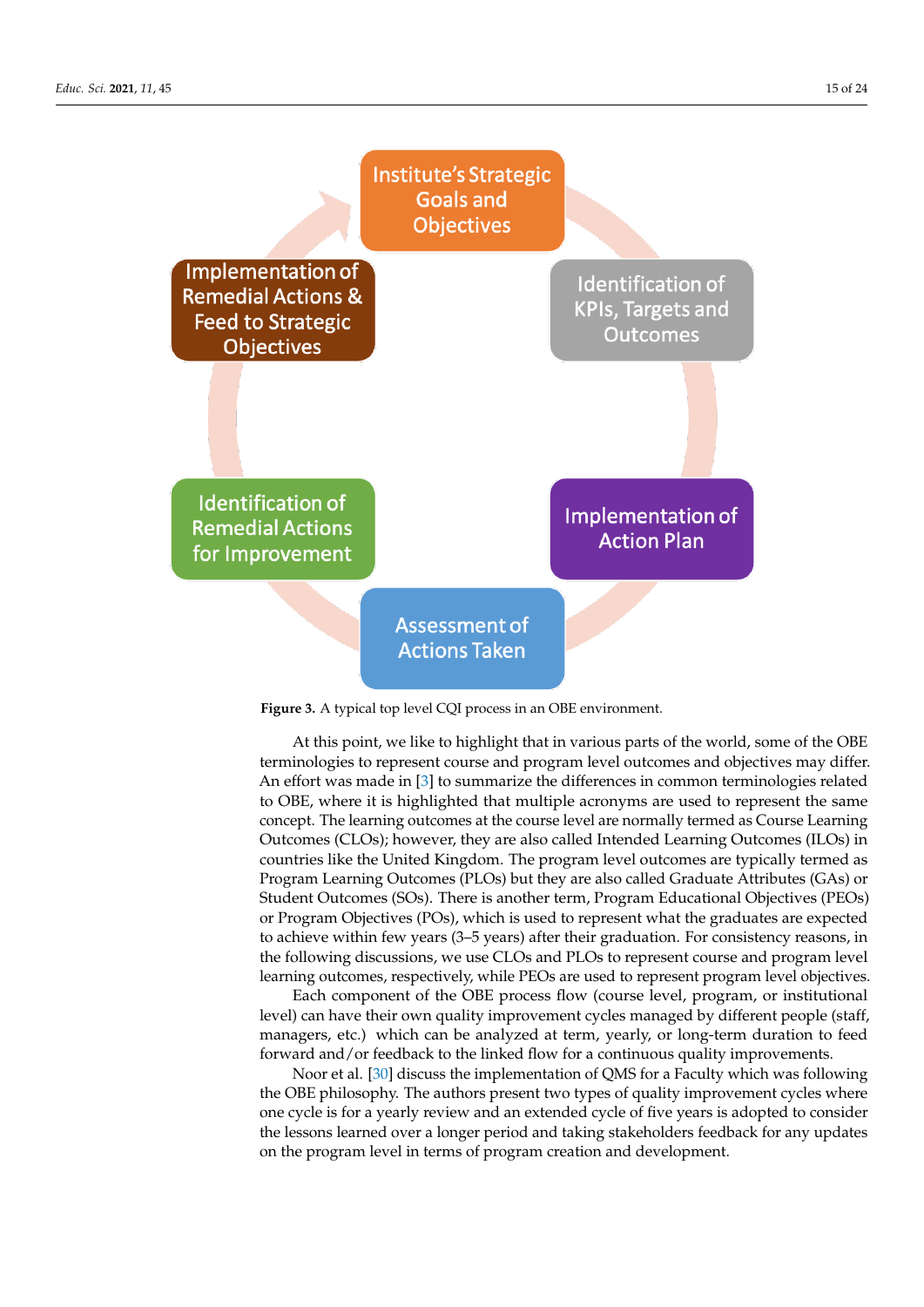Institute's Strategic Goals and Objectives

Identification of KPIs, Targets and Outcomes

Implementation of Action Plan

Assessment of Actions Taken

Identification of Remedial Actions for Improvement

Implementation of Remedial Actions & Feed to Strategic Objectives

**Figure 3.** A typical top level CQI process in an OBE environment.

At this point, we like to highlight that in various parts of the world, some of the OBE terminologies to represent course and program level outcomes and objectives may differ. An effort was made in [3] to summarize the differences in common terminologies related to OBE, where it is highlighted that multiple acronyms are used to represent the same concept. The learning outcomes at the course level are normally termed as Course Learning Outcomes (CLOs); however, they are also called Intended Learning Outcomes (ILOs) in countries like the United Kingdom. The program level outcomes are typically termed as Program Learning Outcomes (PLOs) but they are also called Graduate Attributes (GAs) or Student Outcomes (SOs). There is another term, Program Educational Objectives (PEOs) or Program Objectives (POs), which is used to represent what the graduates are expected to achieve within few years (3–5 years) after their graduation. For consistency reasons, in the following discussions, we use CLOs and PLOs to represent course and program level learning outcomes, respectively, while PEOs are used to represent program level objectives.

Each component of the OBE process flow (course level, program, or institutional level) can have their own quality improvement cycles managed by different people (staff, managers, etc.) which can be analyzed at term, yearly, or long-term duration to feed forward and/or feedback to the linked flow for a continuous quality improvements.

Noor et al. [30] discuss the implementation of QMS for a Faculty which was following the OBE philosophy. The authors present two types of quality improvement cycles where one cycle is for a yearly review and an extended cycle of five years is adopted to consider the lessons learned over a longer period and taking stakeholders feedback for any updates on the program level in terms of program creation and development.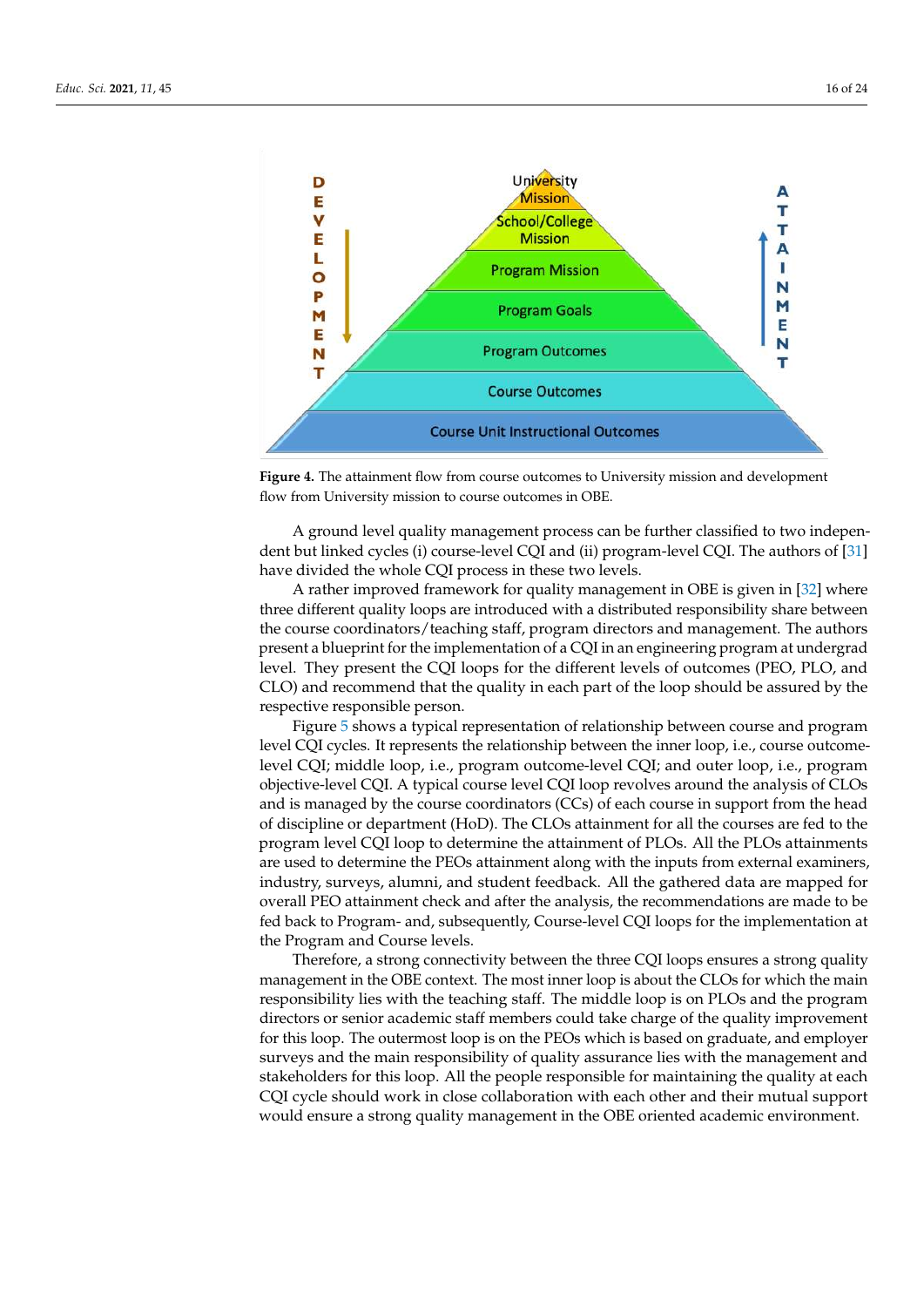Figure 4. The attainment flow from course outcomes to University mission and development flow from University mission to course outcomes in OBE.

A ground level quality management process can be further classified to two independent but linked cycles (i) course-level CQI and (ii) program-level CQI. The authors of [31] have divided the whole CQI process in these two levels.

A rather improved framework for quality management in OBE is given in [32] where three different quality loops are introduced with a distributed responsibility share between the course coordinators/teaching staff, program directors and management. The authors present a blueprint for the implementation of a CQI in an engineering program at undergrad level. They present the CQI loops for the different levels of outcomes (PEO, PLO, and CLO) and recommend that the quality in each part of the loop should be assured by the respective responsible person.

Figure 5 shows a typical representation of relationship between course and program level CQI cycles. It represents the relationship between the inner loop, i.e., course outcome-level CQI; middle loop, i.e., program outcome-level CQI; and outer loop, i.e., program objective-level CQI. A typical course level CQI loop revolves around the analysis of CLOs and is managed by the course coordinators (CCs) of each course in support from the head of discipline or department (HoD). The CLOs attainment for all the courses are fed to the program level CQI loop to determine the attainment of PLOs. All the PLOs attainments are used to determine the PEOs attainment along with the inputs from external examiners, industry, surveys, alumni, and student feedback. All the gathered data are mapped for overall PEO attainment check and after the analysis, the recommendations are made to be fed back to Program- and, subsequently, Course-level CQI loops for the implementation at the Program and Course levels.

Therefore, a strong connectivity between the three CQI loops ensures a strong quality management in the OBE context. The most inner loop is about the CLOs for which the main responsibility lies with the teaching staff. The middle loop is on PLOs and the program directors or senior academic staff members could take charge of the quality improvement for this loop. The outermost loop is on the PEOs which is based on graduate, and employer surveys and the main responsibility of quality assurance lies with the management and stakeholders for this loop. All the people responsible for maintaining the quality at each CQI cycle should work in close collaboration with each other and their mutual support would ensure a strong quality management in the OBE oriented academic environment.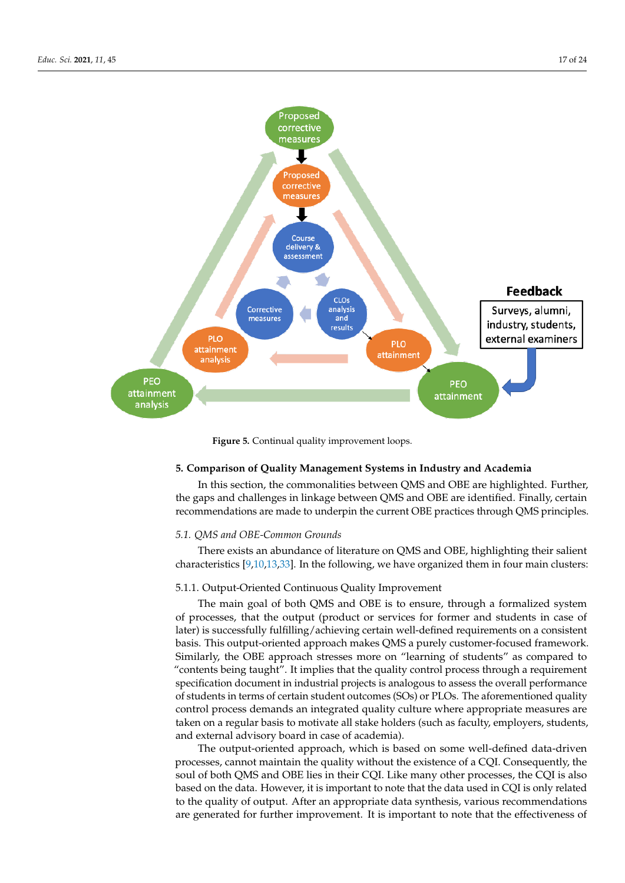Figure 5. Continual quality improvement loops.

## 5. Comparison of Quality Management Systems in Industry and Academia

In this section, the commonalities between QMS and OBE are highlighted. Further, the gaps and challenges in linkage between QMS and OBE are identified. Finally, certain recommendations are made to underpin the current OBE practices through QMS principles.

### 5.1. QMS and OBE-Common Grounds

There exists an abundance of literature on QMS and OBE, highlighting their salient characteristics [9,10,13,33]. In the following, we have organized them in four main clusters:

#### 5.1.1. Output-Oriented Continuous Quality Improvement

The main goal of both QMS and OBE is to ensure, through a formalized system of processes, that the output (product or services for former and students in case of later) is successfully fulfilling/achieving certain well-defined requirements on a consistent basis. This output-oriented approach makes QMS a purely customer-focused framework. Similarly, the OBE approach stresses more on "learning of students" as compared to "contents being taught". It implies that the quality control process through a requirement specification document in industrial projects is analogous to assess the overall performance of students in terms of certain student outcomes (SOs) or PLOs. The aforementioned quality control process demands an integrated quality culture where appropriate measures are taken on a regular basis to motivate all stake holders (such as faculty, employers, students, and external advisory board in case of academia).

The output-oriented approach, which is based on some well-defined data-driven processes, cannot maintain the quality without the existence of a CQI. Consequently, the soul of both QMS and OBE lies in their CQI. Like many other processes, the CQI is also based on the data. However, it is important to note that the data used in CQI is only related to the quality of output. After an appropriate data synthesis, various recommendations are generated for further improvement. It is important to note that the effectiveness of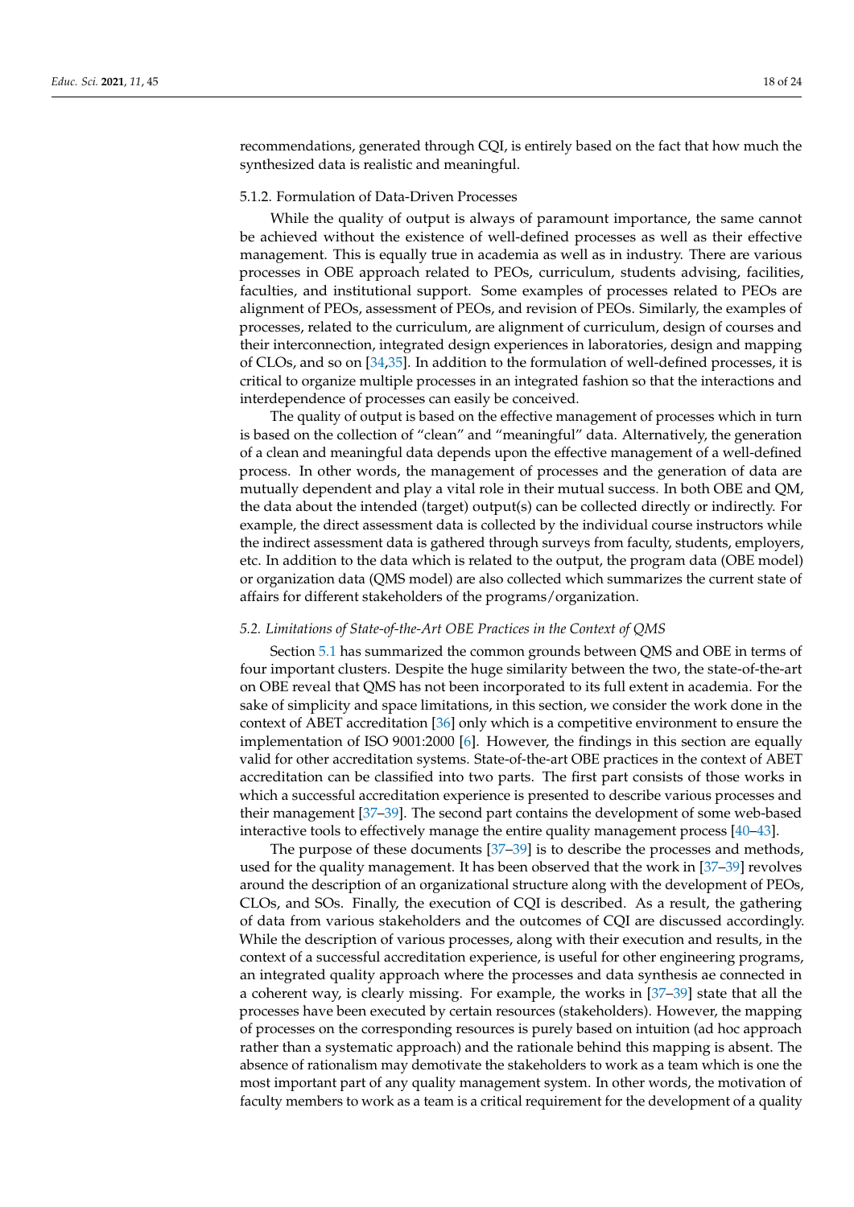recommendations, generated through CQI, is entirely based on the fact that how much the synthesized data is realistic and meaningful.

#### 5.1.2. Formulation of Data-Driven Processes

While the quality of output is always of paramount importance, the same cannot be achieved without the existence of well-defined processes as well as their effective management. This is equally true in academia as well as in industry. There are various processes in OBE approach related to PEOs, curriculum, students advising, facilities, faculties, and institutional support. Some examples of processes related to PEOs are alignment of PEOs, assessment of PEOs, and revision of PEOs. Similarly, the examples of processes, related to the curriculum, are alignment of curriculum, design of courses and their interconnection, integrated design experiences in laboratories, design and mapping of CLOs, and so on [34,35]. In addition to the formulation of well-defined processes, it is critical to organize multiple processes in an integrated fashion so that the interactions and interdependence of processes can easily be conceived.

The quality of output is based on the effective management of processes which in turn is based on the collection of "clean" and "meaningful" data. Alternatively, the generation of a clean and meaningful data depends upon the effective management of a well-defined process. In other words, the management of processes and the generation of data are mutually dependent and play a vital role in their mutual success. In both OBE and QM, the data about the intended (target) output(s) can be collected directly or indirectly. For example, the direct assessment data is collected by the individual course instructors while the indirect assessment data is gathered through surveys from faculty, students, employers, etc. In addition to the data which is related to the output, the program data (OBE model) or organization data (QMS model) are also collected which summarizes the current state of affairs for different stakeholders of the programs/organization.

### *5.2. Limitations of State-of-the-Art OBE Practices in the Context of QMS*

Section 5.1 has summarized the common grounds between QMS and OBE in terms of four important clusters. Despite the huge similarity between the two, the state-of-the-art on OBE reveal that QMS has not been incorporated to its full extent in academia. For the sake of simplicity and space limitations, in this section, we consider the work done in the context of ABET accreditation [36] only which is a competitive environment to ensure the implementation of ISO 9001:2000 [6]. However, the findings in this section are equally valid for other accreditation systems. State-of-the-art OBE practices in the context of ABET accreditation can be classified into two parts. The first part consists of those works in which a successful accreditation experience is presented to describe various processes and their management [37–39]. The second part contains the development of some web-based interactive tools to effectively manage the entire quality management process [40–43].

The purpose of these documents [37–39] is to describe the processes and methods, used for the quality management. It has been observed that the work in [37–39] revolves around the description of an organizational structure along with the development of PEOs, CLOs, and SOs. Finally, the execution of CQI is described. As a result, the gathering of data from various stakeholders and the outcomes of CQI are discussed accordingly. While the description of various processes, along with their execution and results, in the context of a successful accreditation experience, is useful for other engineering programs, an integrated quality approach where the processes and data synthesis ae connected in a coherent way, is clearly missing. For example, the works in [37–39] state that all the processes have been executed by certain resources (stakeholders). However, the mapping of processes on the corresponding resources is purely based on intuition (ad hoc approach rather than a systematic approach) and the rationale behind this mapping is absent. The absence of rationalism may demotivate the stakeholders to work as a team which is one the most important part of any quality management system. In other words, the motivation of faculty members to work as a team is a critical requirement for the development of a quality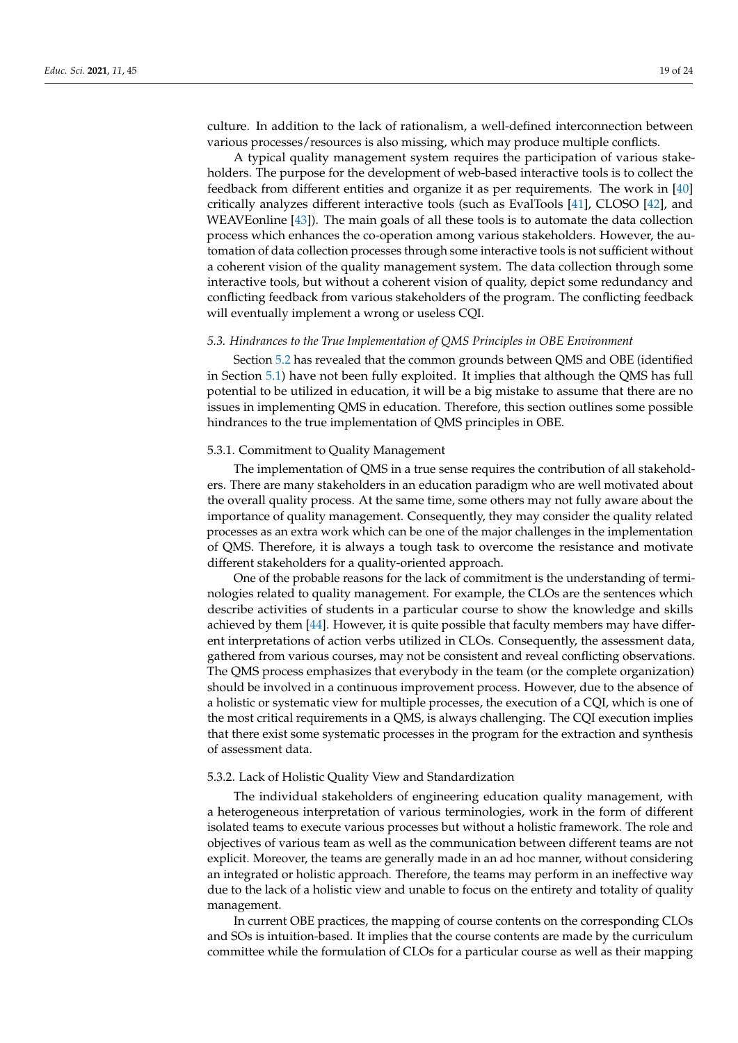culture. In addition to the lack of rationalism, a well-defined interconnection between various processes/resources is also missing, which may produce multiple conflicts.

A typical quality management system requires the participation of various stakeholders. The purpose for the development of web-based interactive tools is to collect the feedback from different entities and organize it as per requirements. The work in [40] critically analyzes different interactive tools (such as EvalTools [41], CLOSO [42], and WEAVEonline [43]). The main goals of all these tools is to automate the data collection process which enhances the co-operation among various stakeholders. However, the automation of data collection processes through some interactive tools is not sufficient without a coherent vision of the quality management system. The data collection through some interactive tools, but without a coherent vision of quality, depict some redundancy and conflicting feedback from various stakeholders of the program. The conflicting feedback will eventually implement a wrong or useless CQI.

### *5.3. Hindrances to the True Implementation of QMS Principles in OBE Environment*

Section 5.2 has revealed that the common grounds between QMS and OBE (identified in Section 5.1) have not been fully exploited. It implies that although the QMS has full potential to be utilized in education, it will be a big mistake to assume that there are no issues in implementing QMS in education. Therefore, this section outlines some possible hindrances to the true implementation of QMS principles in OBE.

#### 5.3.1. Commitment to Quality Management

The implementation of QMS in a true sense requires the contribution of all stakeholders. There are many stakeholders in an education paradigm who are well motivated about the overall quality process. At the same time, some others may not fully aware about the importance of quality management. Consequently, they may consider the quality related processes as an extra work which can be one of the major challenges in the implementation of QMS. Therefore, it is always a tough task to overcome the resistance and motivate different stakeholders for a quality-oriented approach.

One of the probable reasons for the lack of commitment is the understanding of terminologies related to quality management. For example, the CLOs are the sentences which describe activities of students in a particular course to show the knowledge and skills achieved by them [44]. However, it is quite possible that faculty members may have different interpretations of action verbs utilized in CLOs. Consequently, the assessment data, gathered from various courses, may not be consistent and reveal conflicting observations. The QMS process emphasizes that everybody in the team (or the complete organization) should be involved in a continuous improvement process. However, due to the absence of a holistic or systematic view for multiple processes, the execution of a CQI, which is one of the most critical requirements in a QMS, is always challenging. The CQI execution implies that there exist some systematic processes in the program for the extraction and synthesis of assessment data.

#### 5.3.2. Lack of Holistic Quality View and Standardization

The individual stakeholders of engineering education quality management, with a heterogeneous interpretation of various terminologies, work in the form of different isolated teams to execute various processes but without a holistic framework. The role and objectives of various team as well as the communication between different teams are not explicit. Moreover, the teams are generally made in an ad hoc manner, without considering an integrated or holistic approach. Therefore, the teams may perform in an ineffective way due to the lack of a holistic view and unable to focus on the entirety and totality of quality management.

In current OBE practices, the mapping of course contents on the corresponding CLOs and SOs is intuition-based. It implies that the course contents are made by the curriculum committee while the formulation of CLOs for a particular course as well as their mapping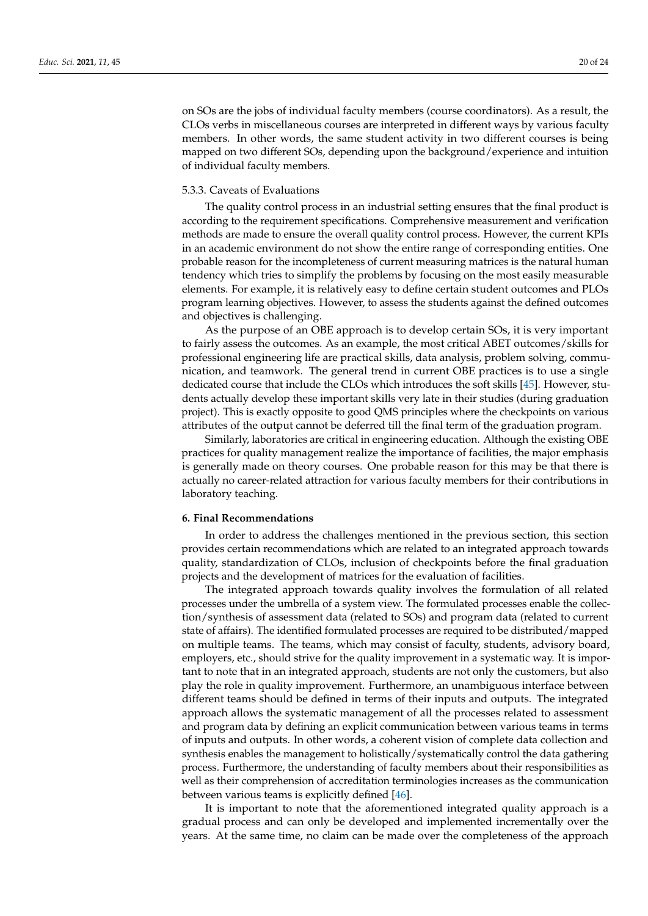on SOs are the jobs of individual faculty members (course coordinators). As a result, the CLOs verbs in miscellaneous courses are interpreted in different ways by various faculty members. In other words, the same student activity in two different courses is being mapped on two different SOs, depending upon the background/experience and intuition of individual faculty members.

#### 5.3.3. Caveats of Evaluations

The quality control process in an industrial setting ensures that the final product is according to the requirement specifications. Comprehensive measurement and verification methods are made to ensure the overall quality control process. However, the current KPIs in an academic environment do not show the entire range of corresponding entities. One probable reason for the incompleteness of current measuring matrices is the natural human tendency which tries to simplify the problems by focusing on the most easily measurable elements. For example, it is relatively easy to define certain student outcomes and PLOs program learning objectives. However, to assess the students against the defined outcomes and objectives is challenging.

As the purpose of an OBE approach is to develop certain SOs, it is very important to fairly assess the outcomes. As an example, the most critical ABET outcomes/skills for professional engineering life are practical skills, data analysis, problem solving, communication, and teamwork. The general trend in current OBE practices is to use a single dedicated course that include the CLOs which introduces the soft skills [45]. However, students actually develop these important skills very late in their studies (during graduation project). This is exactly opposite to good QMS principles where the checkpoints on various attributes of the output cannot be deferred till the final term of the graduation program.

Similarly, laboratories are critical in engineering education. Although the existing OBE practices for quality management realize the importance of facilities, the major emphasis is generally made on theory courses. One probable reason for this may be that there is actually no career-related attraction for various faculty members for their contributions in laboratory teaching.

## 6. Final Recommendations

In order to address the challenges mentioned in the previous section, this section provides certain recommendations which are related to an integrated approach towards quality, standardization of CLOs, inclusion of checkpoints before the final graduation projects and the development of matrices for the evaluation of facilities.

The integrated approach towards quality involves the formulation of all related processes under the umbrella of a system view. The formulated processes enable the collection/synthesis of assessment data (related to SOs) and program data (related to current state of affairs). The identified formulated processes are required to be distributed/mapped on multiple teams. The teams, which may consist of faculty, students, advisory board, employers, etc., should strive for the quality improvement in a systematic way. It is important to note that in an integrated approach, students are not only the customers, but also play the role in quality improvement. Furthermore, an unambiguous interface between different teams should be defined in terms of their inputs and outputs. The integrated approach allows the systematic management of all the processes related to assessment and program data by defining an explicit communication between various teams in terms of inputs and outputs. In other words, a coherent vision of complete data collection and synthesis enables the management to holistically/systematically control the data gathering process. Furthermore, the understanding of faculty members about their responsibilities as well as their comprehension of accreditation terminologies increases as the communication between various teams is explicitly defined [46].

It is important to note that the aforementioned integrated quality approach is a gradual process and can only be developed and implemented incrementally over the years. At the same time, no claim can be made over the completeness of the approach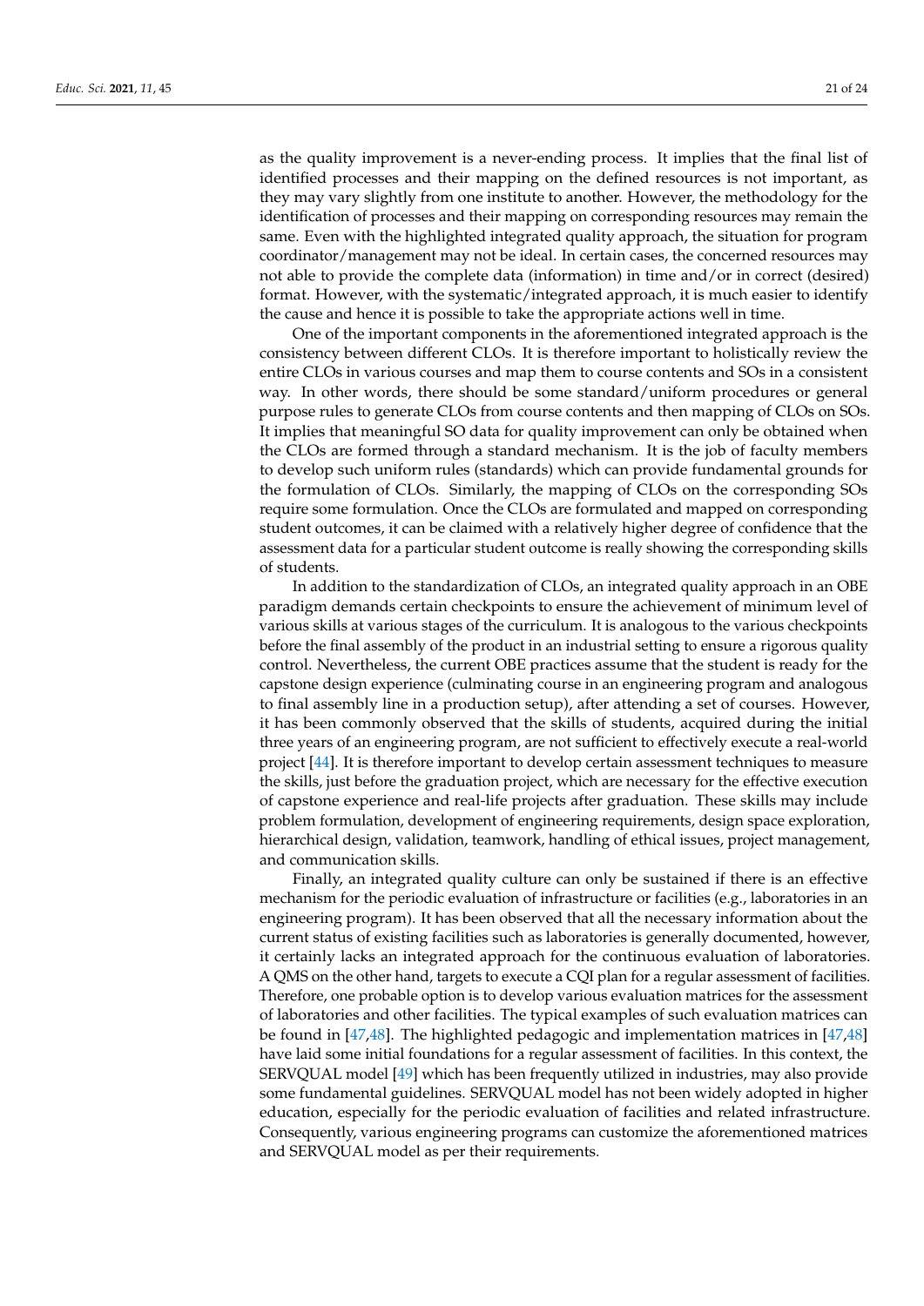as the quality improvement is a never-ending process. It implies that the final list of identified processes and their mapping on the defined resources is not important, as they may vary slightly from one institute to another. However, the methodology for the identification of processes and their mapping on corresponding resources may remain the same. Even with the highlighted integrated quality approach, the situation for program coordinator/management may not be ideal. In certain cases, the concerned resources may not able to provide the complete data (information) in time and/or in correct (desired) format. However, with the systematic/integrated approach, it is much easier to identify the cause and hence it is possible to take the appropriate actions well in time.

One of the important components in the aforementioned integrated approach is the consistency between different CLOs. It is therefore important to holistically review the entire CLOs in various courses and map them to course contents and SOs in a consistent way. In other words, there should be some standard/uniform procedures or general purpose rules to generate CLOs from course contents and then mapping of CLOs on SOs. It implies that meaningful SO data for quality improvement can only be obtained when the CLOs are formed through a standard mechanism. It is the job of faculty members to develop such uniform rules (standards) which can provide fundamental grounds for the formulation of CLOs. Similarly, the mapping of CLOs on the corresponding SOs require some formulation. Once the CLOs are formulated and mapped on corresponding student outcomes, it can be claimed with a relatively higher degree of confidence that the assessment data for a particular student outcome is really showing the corresponding skills of students.

In addition to the standardization of CLOs, an integrated quality approach in an OBE paradigm demands certain checkpoints to ensure the achievement of minimum level of various skills at various stages of the curriculum. It is analogous to the various checkpoints before the final assembly of the product in an industrial setting to ensure a rigorous quality control. Nevertheless, the current OBE practices assume that the student is ready for the capstone design experience (culminating course in an engineering program and analogous to final assembly line in a production setup), after attending a set of courses. However, it has been commonly observed that the skills of students, acquired during the initial three years of an engineering program, are not sufficient to effectively execute a real-world project [44]. It is therefore important to develop certain assessment techniques to measure the skills, just before the graduation project, which are necessary for the effective execution of capstone experience and real-life projects after graduation. These skills may include problem formulation, development of engineering requirements, design space exploration, hierarchical design, validation, teamwork, handling of ethical issues, project management, and communication skills.

Finally, an integrated quality culture can only be sustained if there is an effective mechanism for the periodic evaluation of infrastructure or facilities (e.g., laboratories in an engineering program). It has been observed that all the necessary information about the current status of existing facilities such as laboratories is generally documented, however, it certainly lacks an integrated approach for the continuous evaluation of laboratories. A QMS on the other hand, targets to execute a CQI plan for a regular assessment of facilities. Therefore, one probable option is to develop various evaluation matrices for the assessment of laboratories and other facilities. The typical examples of such evaluation matrices can be found in [47,48]. The highlighted pedagogic and implementation matrices in [47,48] have laid some initial foundations for a regular assessment of facilities. In this context, the SERVQUAL model [49] which has been frequently utilized in industries, may also provide some fundamental guidelines. SERVQUAL model has not been widely adopted in higher education, especially for the periodic evaluation of facilities and related infrastructure. Consequently, various engineering programs can customize the aforementioned matrices and SERVQUAL model as per their requirements.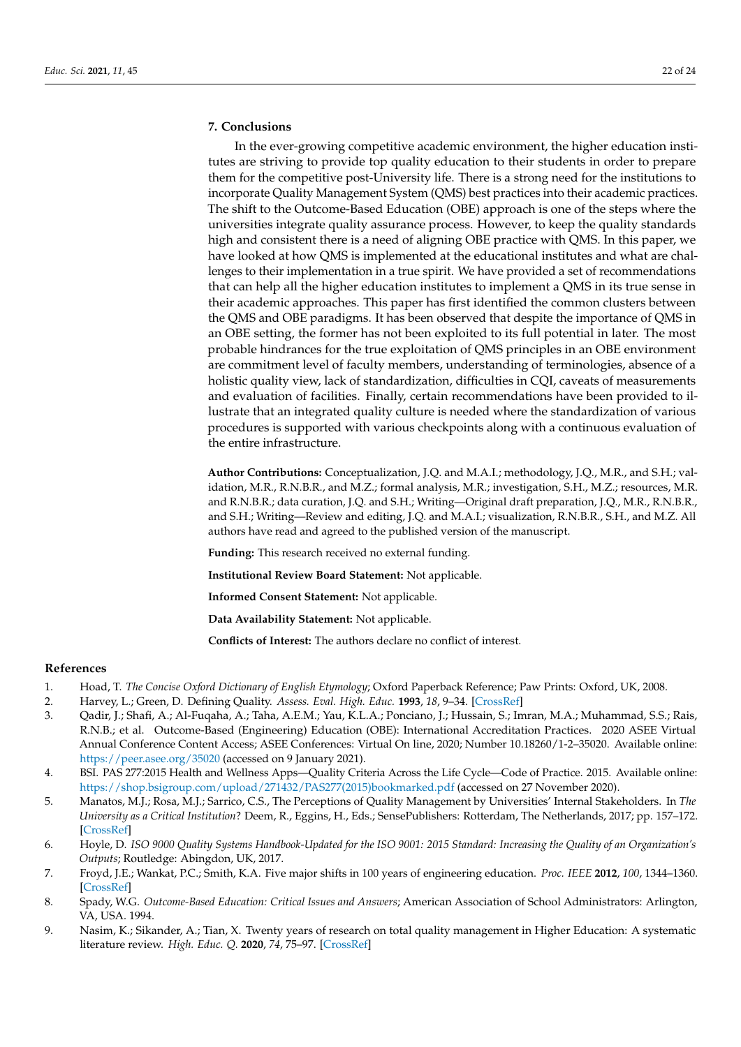## 7. Conclusions

In the ever-growing competitive academic environment, the higher education institutes are striving to provide top quality education to their students in order to prepare them for the competitive post-University life. There is a strong need for the institutions to incorporate Quality Management System (QMS) best practices into their academic practices. The shift to the Outcome-Based Education (OBE) approach is one of the steps where the universities integrate quality assurance process. However, to keep the quality standards high and consistent there is a need of aligning OBE practice with QMS. In this paper, we have looked at how QMS is implemented at the educational institutes and what are challenges to their implementation in a true spirit. We have provided a set of recommendations that can help all the higher education institutes to implement a QMS in its true sense in their academic approaches. This paper has first identified the common clusters between the QMS and OBE paradigms. It has been observed that despite the importance of QMS in an OBE setting, the former has not been exploited to its full potential in later. The most probable hindrances for the true exploitation of QMS principles in an OBE environment are commitment level of faculty members, understanding of terminologies, absence of a holistic quality view, lack of standardization, difficulties in CQI, caveats of measurements and evaluation of facilities. Finally, certain recommendations have been provided to illustrate that an integrated quality culture is needed where the standardization of various procedures is supported with various checkpoints along with a continuous evaluation of the entire infrastructure.

**Author Contributions:** Conceptualization, J.Q. and M.A.I.; methodology, J.Q., M.R., and S.H.; validation, M.R., R.N.B.R., and M.Z.; formal analysis, M.R.; investigation, S.H., M.Z.; resources, M.R. and R.N.B.R.; data curation, J.Q. and S.H.; Writing—Original draft preparation, J.Q., M.R., R.N.B.R., and S.H.; Writing—Review and editing, J.Q. and M.A.I.; visualization, R.N.B.R., S.H., and M.Z. All authors have read and agreed to the published version of the manuscript.

**Funding:** This research received no external funding.

**Institutional Review Board Statement:** Not applicable.

**Informed Consent Statement:** Not applicable.

**Data Availability Statement:** Not applicable.

**Conflicts of Interest:** The authors declare no conflict of interest.

## References

1. Hoad, T. *The Concise Oxford Dictionary of English Etymology*; Oxford Paperback Reference; Paw Prints: Oxford, UK, 2008.
2. Harvey, L.; Green, D. Defining Quality. *Assess. Eval. High. Educ.* **1993**, *18*, 9–34. [CrossRef]
3. Qadir, J.; Shafi, A.; Al-Fuqaha, A.; Taha, A.E.M.; Yau, K.L.A.; Ponciano, J.; Hussain, S.; Imran, M.A.; Muhammad, S.S.; Rais, R.N.B.; et al. Outcome-Based (Engineering) Education (OBE): International Accreditation Practices. 2020 ASEE Virtual Annual Conference Content Access; ASEE Conferences: Virtual On line, 2020; Number 10.18260/1-2–35020. Available online: https://peer.asee.org/35020 (accessed on 9 January 2021).
4. BSI. PAS 277:2015 Health and Wellness Apps—Quality Criteria Across the Life Cycle—Code of Practice. 2015. Available online: https://shop.bsigroup.com/upload/271432/PAS277(2015)bookmarked.pdf (accessed on 27 November 2020).
5. Manatos, M.J.; Rosa, M.J.; Sarrico, C.S., The Perceptions of Quality Management by Universities' Internal Stakeholders. In *The University as a Critical Institution*? Deem, R., Eggins, H., Eds.; SensePublishers: Rotterdam, The Netherlands, 2017; pp. 157–172. [CrossRef]
6. Hoyle, D. *ISO 9000 Quality Systems Handbook-Updated for the ISO 9001: 2015 Standard: Increasing the Quality of an Organization's Outputs*; Routledge: Abingdon, UK, 2017.
7. Froyd, J.E.; Wankat, P.C.; Smith, K.A. Five major shifts in 100 years of engineering education. *Proc. IEEE* **2012**, *100*, 1344–1360. [CrossRef]
8. Spady, W.G. *Outcome-Based Education: Critical Issues and Answers*; American Association of School Administrators: Arlington, VA, USA. 1994.
9. Nasim, K.; Sikander, A.; Tian, X. Twenty years of research on total quality management in Higher Education: A systematic literature review. *High. Educ. Q.* **2020**, *74*, 75–97. [CrossRef]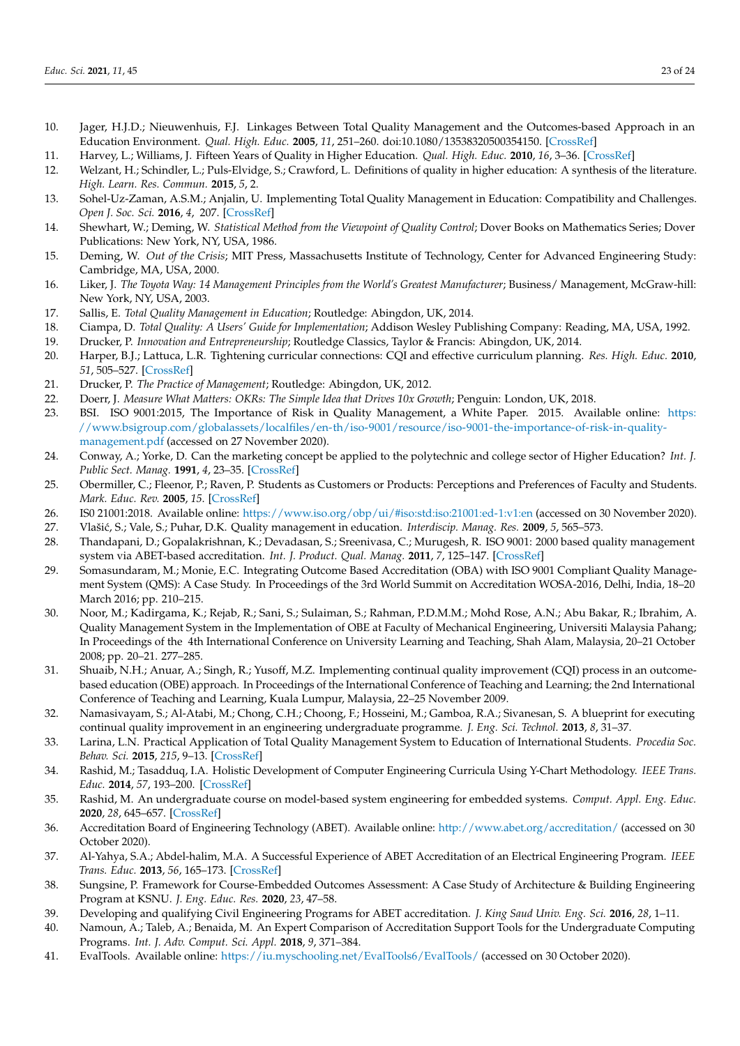10. Jager, H.J.D.; Nieuwenhuis, F.J. Linkages Between Total Quality Management and the Outcomes-based Approach in an Education Environment. *Qual. High. Educ.* **2005**, *11*, 251–260. doi:10.1080/13538320500354150. [CrossRef]
11. Harvey, L.; Williams, J. Fifteen Years of Quality in Higher Education. *Qual. High. Educ.* **2010**, *16*, 3–36. [CrossRef]
12. Welzant, H.; Schindler, L.; Puls-Elvidge, S.; Crawford, L. Definitions of quality in higher education: A synthesis of the literature. *High. Learn. Res. Commun.* **2015**, *5*, 2.
13. Sohel-Uz-Zaman, A.S.M.; Anjalin, U. Implementing Total Quality Management in Education: Compatibility and Challenges. *Open J. Soc. Sci.* **2016**, *4*, 207. [CrossRef]
14. Shewhart, W.; Deming, W. *Statistical Method from the Viewpoint of Quality Control*; Dover Books on Mathematics Series; Dover Publications: New York, NY, USA, 1986.
15. Deming, W. *Out of the Crisis*; MIT Press, Massachusetts Institute of Technology, Center for Advanced Engineering Study: Cambridge, MA, USA, 2000.
16. Liker, J. *The Toyota Way: 14 Management Principles from the World's Greatest Manufacturer*; Business/ Management, McGraw-hill: New York, NY, USA, 2003.
17. Sallis, E. *Total Quality Management in Education*; Routledge: Abingdon, UK, 2014.
18. Ciampa, D. *Total Quality: A Users' Guide for Implementation*; Addison Wesley Publishing Company: Reading, MA, USA, 1992.
19. Drucker, P. *Innovation and Entrepreneurship*; Routledge Classics, Taylor & Francis: Abingdon, UK, 2014.
20. Harper, B.J.; Lattuca, L.R. Tightening curricular connections: CQI and effective curriculum planning. *Res. High. Educ.* **2010**, *51*, 505–527. [CrossRef]
21. Drucker, P. *The Practice of Management*; Routledge: Abingdon, UK, 2012.
22. Doerr, J. *Measure What Matters: OKRs: The Simple Idea that Drives 10x Growth*; Penguin: London, UK, 2018.
23. BSI. ISO 9001:2015, The Importance of Risk in Quality Management, a White Paper. 2015. Available online: https://www.bsigroup.com/globalassets/localfiles/en-th/iso-9001/resource/iso-9001-the-importance-of-risk-in-quality-management.pdf (accessed on 27 November 2020).
24. Conway, A.; Yorke, D. Can the marketing concept be applied to the polytechnic and college sector of Higher Education? *Int. J. Public Sect. Manag.* **1991**, *4*, 23–35. [CrossRef]
25. Obermiller, C.; Fleenor, P.; Raven, P. Students as Customers or Products: Perceptions and Preferences of Faculty and Students. *Mark. Educ. Rev.* **2005**, *15*. [CrossRef]
26. IS0 21001:2018. Available online: https://www.iso.org/obp/ui/#iso:std:iso:21001:ed-1:v1:en (accessed on 30 November 2020).
27. Vlašić, S.; Vale, S.; Puhar, D.K. Quality management in education. *Interdiscip. Manag. Res.* **2009**, *5*, 565–573.
28. Thandapani, D.; Gopalakrishnan, K.; Devadasan, S.; Sreenivasa, C.; Murugesh, R. ISO 9001: 2000 based quality management system via ABET-based accreditation. *Int. J. Product. Qual. Manag.* **2011**, *7*, 125–147. [CrossRef]
29. Somasundaram, M.; Monie, E.C. Integrating Outcome Based Accreditation (OBA) with ISO 9001 Compliant Quality Management System (QMS): A Case Study. In Proceedings of the 3rd World Summit on Accreditation WOSA-2016, Delhi, India, 18–20 March 2016; pp. 210–215.
30. Noor, M.; Kadirgama, K.; Rejab, R.; Sani, S.; Sulaiman, S.; Rahman, P.D.M.M.; Mohd Rose, A.N.; Abu Bakar, R.; Ibrahim, A. Quality Management System in the Implementation of OBE at Faculty of Mechanical Engineering, Universiti Malaysia Pahang; In Proceedings of the 4th International Conference on University Learning and Teaching, Shah Alam, Malaysia, 20–21 October 2008; pp. 20–21. 277–285.
31. Shuaib, N.H.; Anuar, A.; Singh, R.; Yusoff, M.Z. Implementing continual quality improvement (CQI) process in an outcome-based education (OBE) approach. In Proceedings of the International Conference of Teaching and Learning; the 2nd International Conference of Teaching and Learning, Kuala Lumpur, Malaysia, 22–25 November 2009.
32. Namasivayam, S.; Al-Atabi, M.; Chong, C.H.; Choong, F.; Hosseini, M.; Gamboa, R.A.; Sivanesan, S. A blueprint for executing continual quality improvement in an engineering undergraduate programme. *J. Eng. Sci. Technol.* **2013**, *8*, 31–37.
33. Larina, L.N. Practical Application of Total Quality Management System to Education of International Students. *Procedia Soc. Behav. Sci.* **2015**, *215*, 9–13. [CrossRef]
34. Rashid, M.; Tasadduq, I.A. Holistic Development of Computer Engineering Curricula Using Y-Chart Methodology. *IEEE Trans. Educ.* **2014**, *57*, 193–200. [CrossRef]
35. Rashid, M. An undergraduate course on model-based system engineering for embedded systems. *Comput. Appl. Eng. Educ.* **2020**, *28*, 645–657. [CrossRef]
36. Accreditation Board of Engineering Technology (ABET). Available online: http://www.abet.org/accreditation/ (accessed on 30 October 2020).
37. Al-Yahya, S.A.; Abdel-halim, M.A. A Successful Experience of ABET Accreditation of an Electrical Engineering Program. *IEEE Trans. Educ.* **2013**, *56*, 165–173. [CrossRef]
38. Sungsine, P. Framework for Course-Embedded Outcomes Assessment: A Case Study of Architecture & Building Engineering Program at KSNU. *J. Eng. Educ. Res.* **2020**, *23*, 47–58.
39. Developing and qualifying Civil Engineering Programs for ABET accreditation. *J. King Saud Univ. Eng. Sci.* **2016**, *28*, 1–11.
40. Namoun, A.; Taleb, A.; Benaida, M. An Expert Comparison of Accreditation Support Tools for the Undergraduate Computing Programs. *Int. J. Adv. Comput. Sci. Appl.* **2018**, *9*, 371–384.
41. EvalTools. Available online: https://iu.myschooling.net/EvalTools6/EvalTools/ (accessed on 30 October 2020).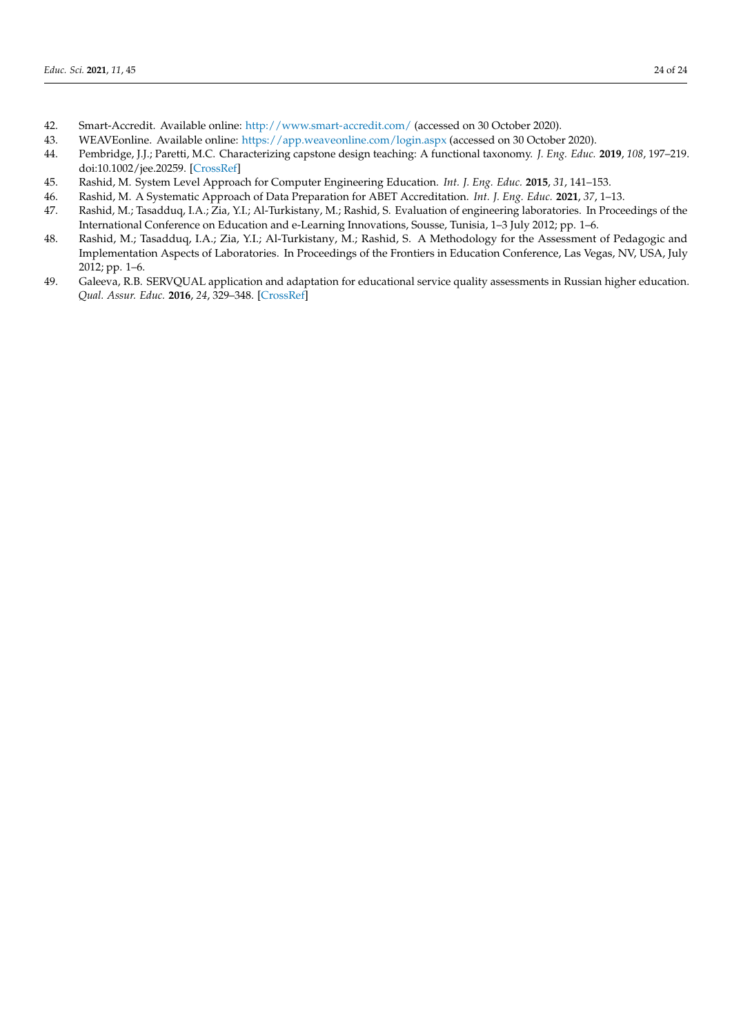42. Smart-Accredit. Available online: http://www.smart-accredit.com/ (accessed on 30 October 2020).
43. WEAVEonline. Available online: https://app.weaveonline.com/login.aspx (accessed on 30 October 2020).
44. Pembridge, J.J.; Paretti, M.C. Characterizing capstone design teaching: A functional taxonomy. *J. Eng. Educ.* **2019**, *108*, 197–219. doi:10.1002/jee.20259. [CrossRef]
45. Rashid, M. System Level Approach for Computer Engineering Education. *Int. J. Eng. Educ.* **2015**, *31*, 141–153.
46. Rashid, M. A Systematic Approach of Data Preparation for ABET Accreditation. *Int. J. Eng. Educ.* **2021**, *37*, 1–13.
47. Rashid, M.; Tasadduq, I.A.; Zia, Y.I.; Al-Turkistany, M.; Rashid, S. Evaluation of engineering laboratories. In Proceedings of the International Conference on Education and e-Learning Innovations, Sousse, Tunisia, 1–3 July 2012; pp. 1–6.
48. Rashid, M.; Tasadduq, I.A.; Zia, Y.I.; Al-Turkistany, M.; Rashid, S. A Methodology for the Assessment of Pedagogic and Implementation Aspects of Laboratories. In Proceedings of the Frontiers in Education Conference, Las Vegas, NV, USA, July 2012; pp. 1–6.
49. Galeeva, R.B. SERVQUAL application and adaptation for educational service quality assessments in Russian higher education. *Qual. Assur. Educ.* **2016**, *24*, 329–348. [CrossRef]